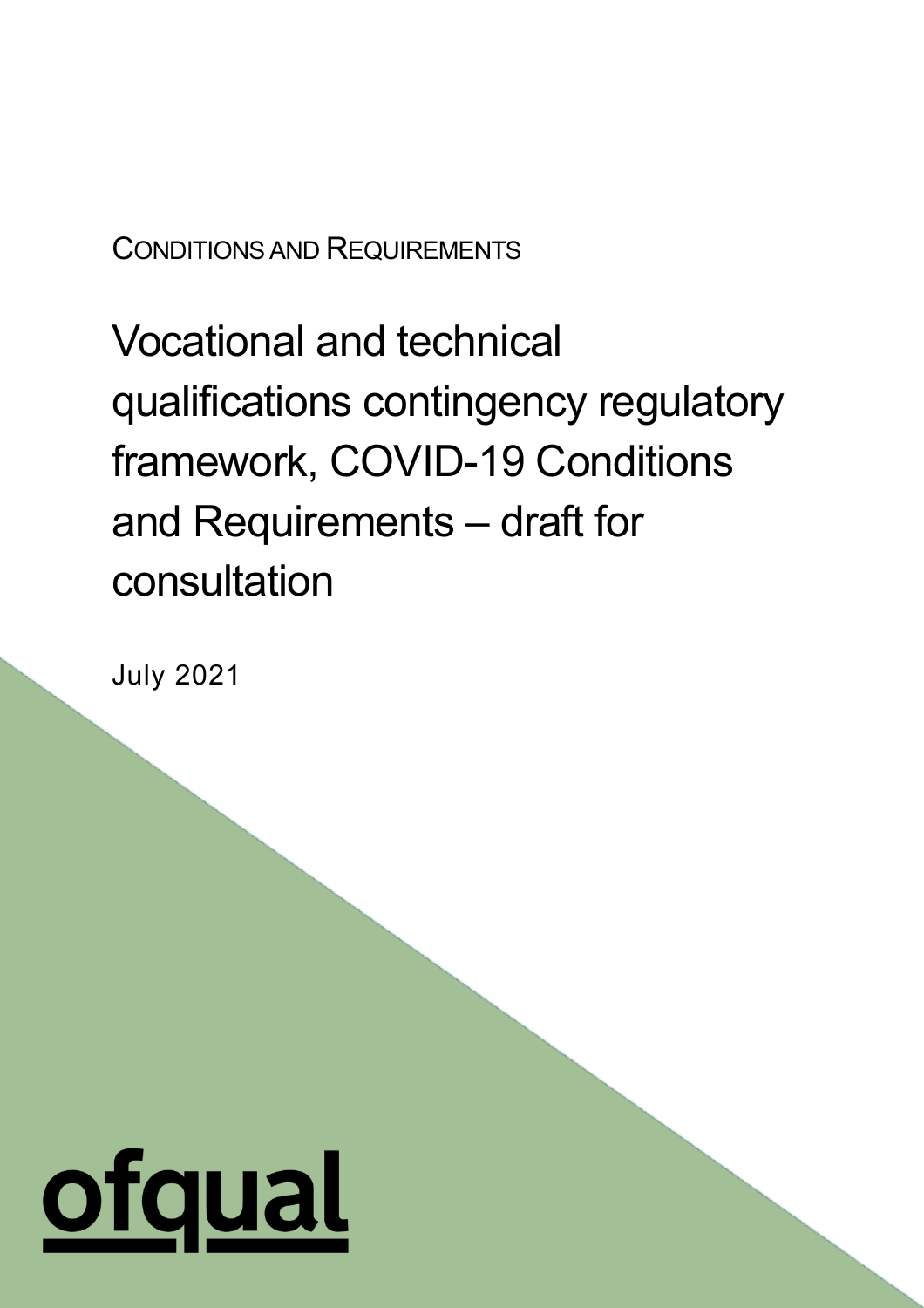CONDITIONS AND REQUIREMENTS

# Vocational and technical qualifications contingency regulatory framework, COVID-19 Conditions and Requirements – draft for consultation

July 2021

ofqual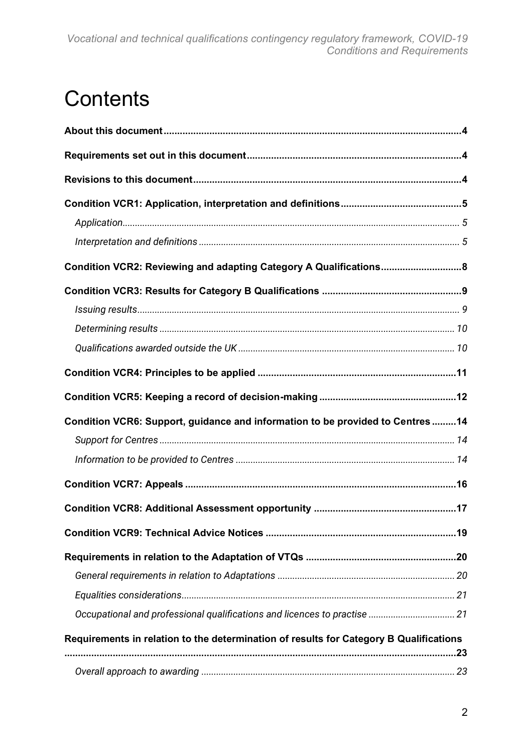# Contents

**About this document** ..... **4**

**Requirements set out in this document** ..... **4**

**Revisions to this document** ..... **4**

**Condition VCR1: Application, interpretation and definitions** ..... **5**

*Application* ..... *5*

*Interpretation and definitions* ..... *5*

**Condition VCR2: Reviewing and adapting Category A Qualifications** ..... **8**

**Condition VCR3: Results for Category B Qualifications** ..... **9**

*Issuing results* ..... *9*

*Determining results* ..... *10*

*Qualifications awarded outside the UK* ..... *10*

**Condition VCR4: Principles to be applied** ..... **11**

**Condition VCR5: Keeping a record of decision-making** ..... **12**

**Condition VCR6: Support, guidance and information to be provided to Centres** ..... **14**

*Support for Centres* ..... *14*

*Information to be provided to Centres* ..... *14*

**Condition VCR7: Appeals** ..... **16**

**Condition VCR8: Additional Assessment opportunity** ..... **17**

**Condition VCR9: Technical Advice Notices** ..... **19**

**Requirements in relation to the Adaptation of VTQs** ..... **20**

*General requirements in relation to Adaptations* ..... *20*

*Equalities considerations* ..... *21*

*Occupational and professional qualifications and licences to practise* ..... *21*

**Requirements in relation to the determination of results for Category B Qualifications** ..... **23**

*Overall approach to awarding* ..... *23*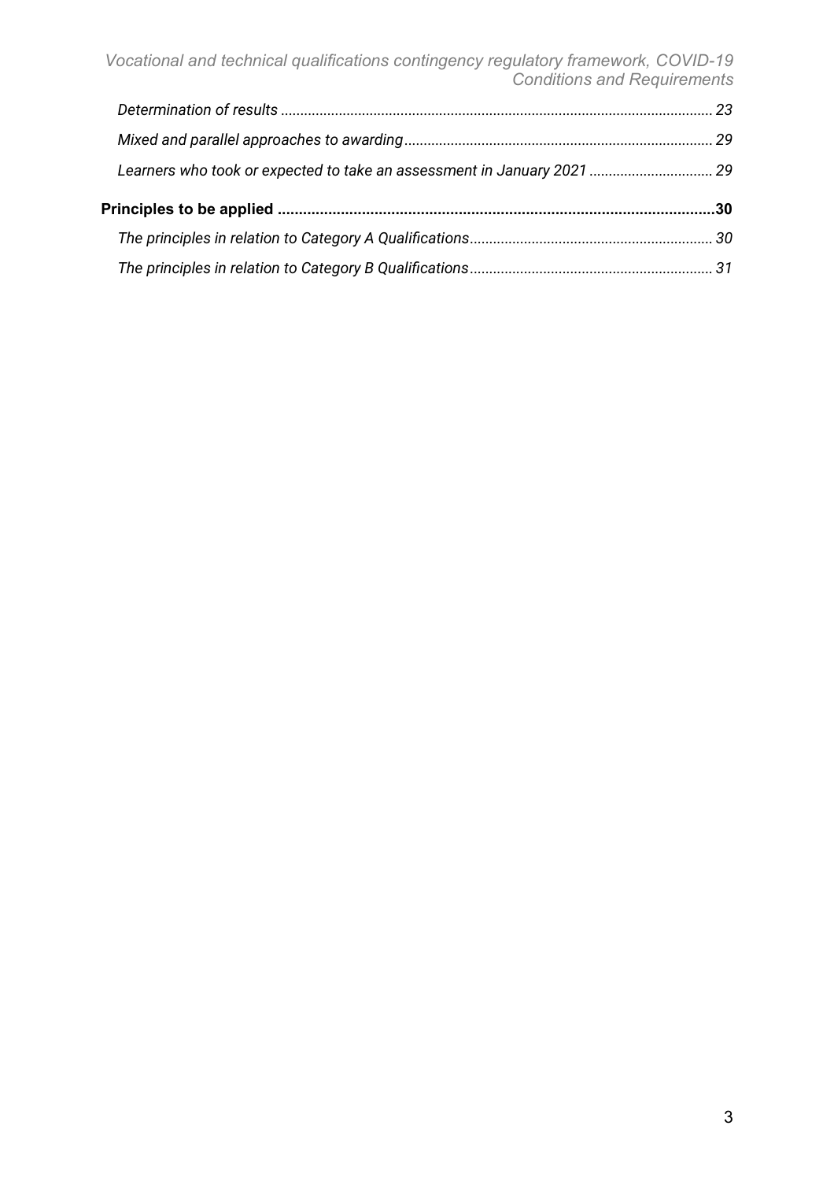*Determination of results* ........ 23

*Mixed and parallel approaches to awarding* ........ 29

*Learners who took or expected to take an assessment in January 2021* ........ 29

**Principles to be applied** ........ **30**

*The principles in relation to Category A Qualifications* ........ 30

*The principles in relation to Category B Qualifications* ........ 31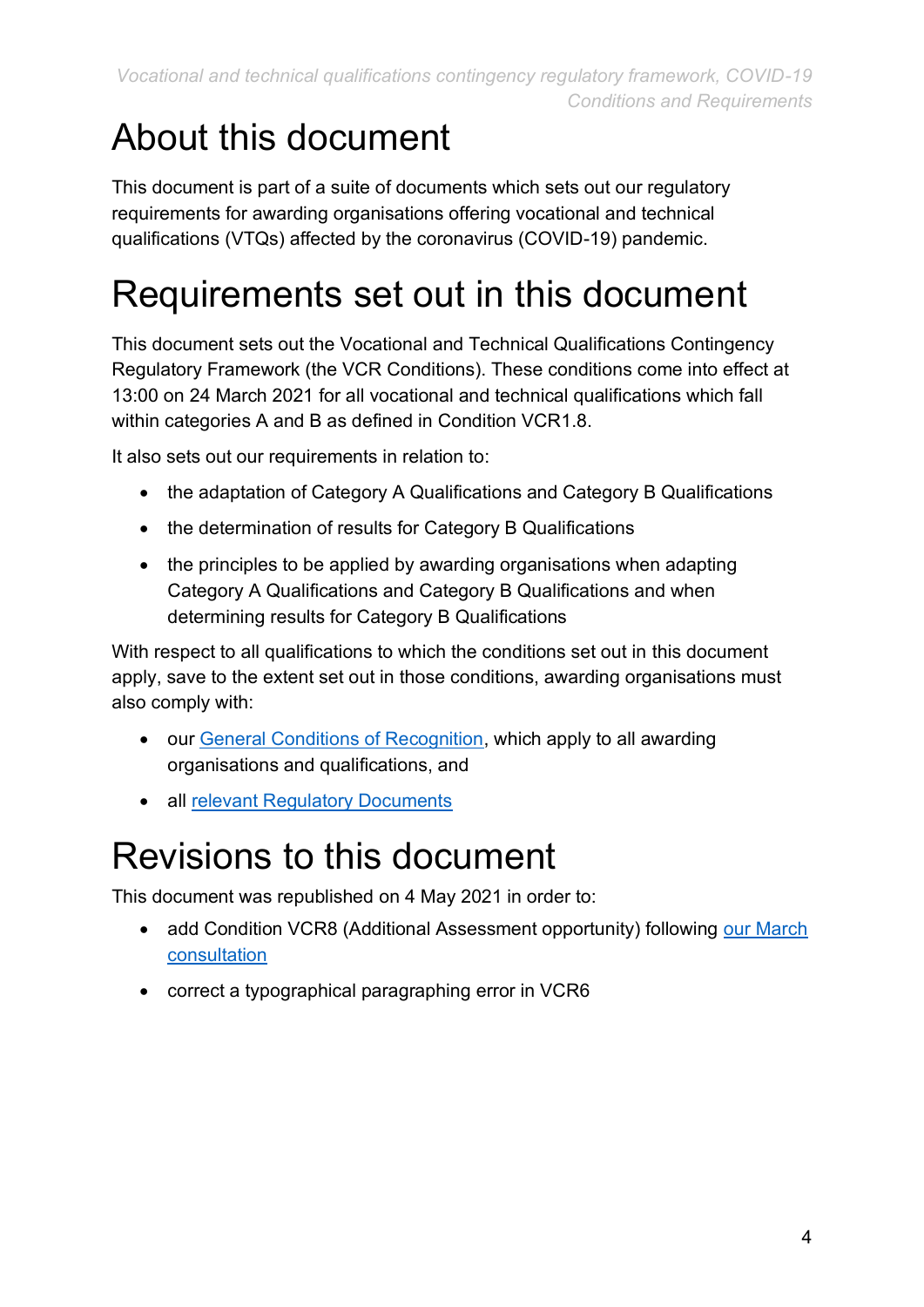# About this document

This document is part of a suite of documents which sets out our regulatory requirements for awarding organisations offering vocational and technical qualifications (VTQs) affected by the coronavirus (COVID-19) pandemic.

# Requirements set out in this document

This document sets out the Vocational and Technical Qualifications Contingency Regulatory Framework (the VCR Conditions). These conditions come into effect at 13:00 on 24 March 2021 for all vocational and technical qualifications which fall within categories A and B as defined in Condition VCR1.8.

It also sets out our requirements in relation to:

- the adaptation of Category A Qualifications and Category B Qualifications
- the determination of results for Category B Qualifications
- the principles to be applied by awarding organisations when adapting Category A Qualifications and Category B Qualifications and when determining results for Category B Qualifications

With respect to all qualifications to which the conditions set out in this document apply, save to the extent set out in those conditions, awarding organisations must also comply with:

- our General Conditions of Recognition, which apply to all awarding organisations and qualifications, and
- all relevant Regulatory Documents

# Revisions to this document

This document was republished on 4 May 2021 in order to:

- add Condition VCR8 (Additional Assessment opportunity) following our March consultation
- correct a typographical paragraphing error in VCR6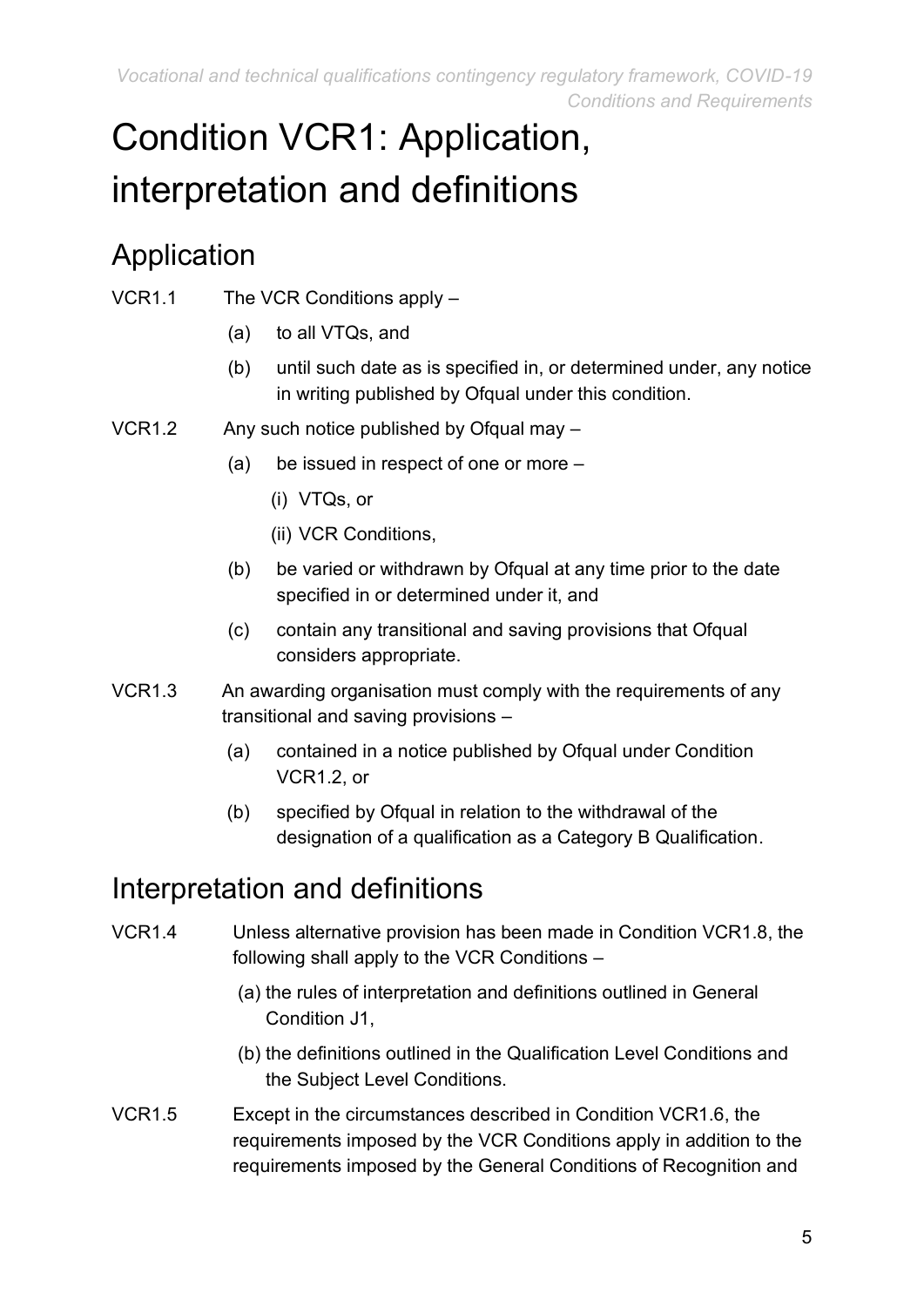# Condition VCR1: Application, interpretation and definitions

## Application

VCR1.1 The VCR Conditions apply –

- (a) to all VTQs, and
- (b) until such date as is specified in, or determined under, any notice in writing published by Ofqual under this condition.

VCR1.2 Any such notice published by Ofqual may –

- (a) be issued in respect of one or more –
  - (i) VTQs, or
  - (ii) VCR Conditions,
- (b) be varied or withdrawn by Ofqual at any time prior to the date specified in or determined under it, and
- (c) contain any transitional and saving provisions that Ofqual considers appropriate.

VCR1.3 An awarding organisation must comply with the requirements of any transitional and saving provisions –

- (a) contained in a notice published by Ofqual under Condition VCR1.2, or
- (b) specified by Ofqual in relation to the withdrawal of the designation of a qualification as a Category B Qualification.

## Interpretation and definitions

VCR1.4 Unless alternative provision has been made in Condition VCR1.8, the following shall apply to the VCR Conditions –

- (a) the rules of interpretation and definitions outlined in General Condition J1,
- (b) the definitions outlined in the Qualification Level Conditions and the Subject Level Conditions.

VCR1.5 Except in the circumstances described in Condition VCR1.6, the requirements imposed by the VCR Conditions apply in addition to the requirements imposed by the General Conditions of Recognition and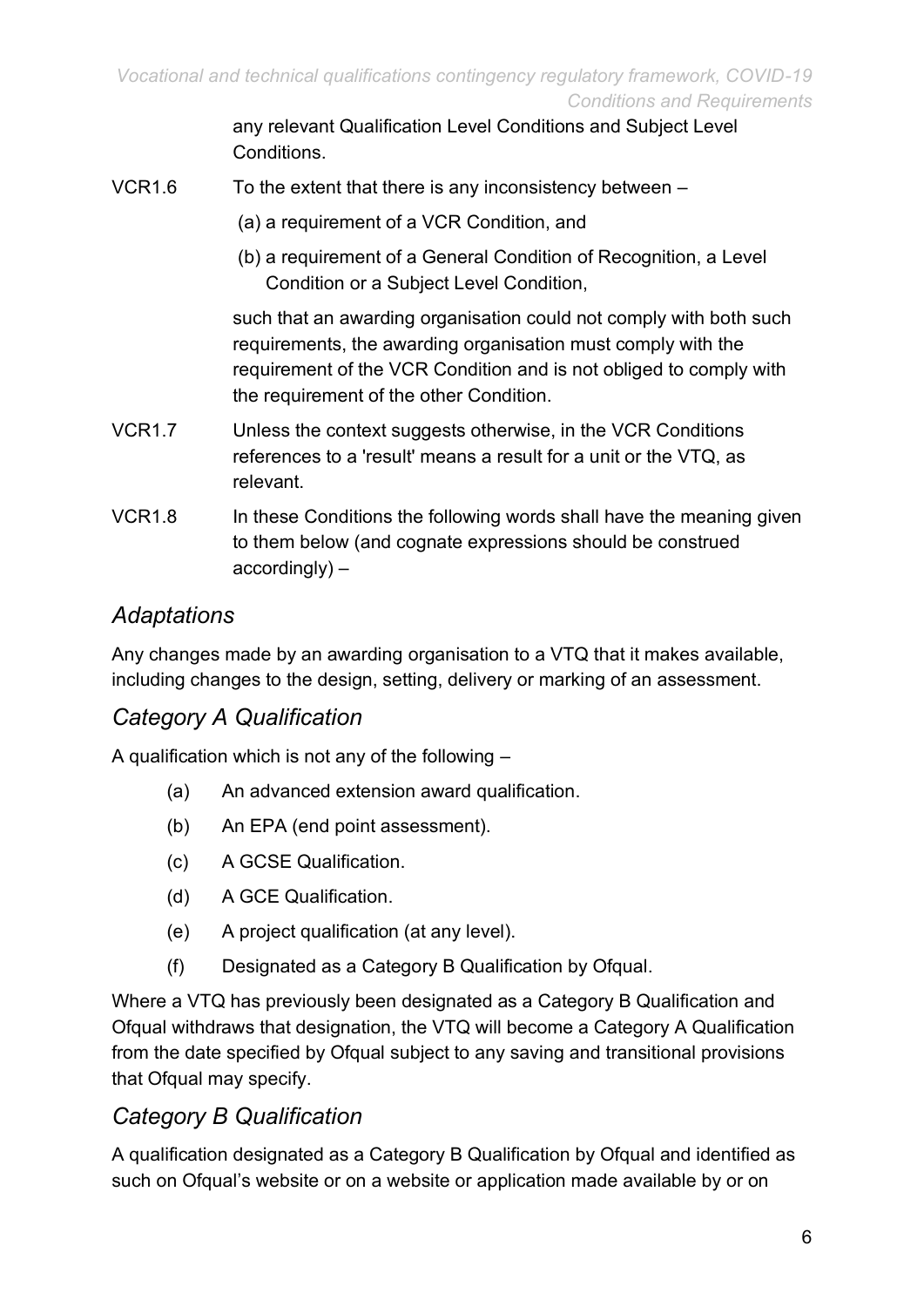any relevant Qualification Level Conditions and Subject Level Conditions.

VCR1.6 To the extent that there is any inconsistency between –

(a) a requirement of a VCR Condition, and

(b) a requirement of a General Condition of Recognition, a Level Condition or a Subject Level Condition,

such that an awarding organisation could not comply with both such requirements, the awarding organisation must comply with the requirement of the VCR Condition and is not obliged to comply with the requirement of the other Condition.

VCR1.7 Unless the context suggests otherwise, in the VCR Conditions references to a 'result' means a result for a unit or the VTQ, as relevant.

VCR1.8 In these Conditions the following words shall have the meaning given to them below (and cognate expressions should be construed accordingly) –

### *Adaptations*

Any changes made by an awarding organisation to a VTQ that it makes available, including changes to the design, setting, delivery or marking of an assessment.

### *Category A Qualification*

A qualification which is not any of the following –

(a) An advanced extension award qualification.

(b) An EPA (end point assessment).

(c) A GCSE Qualification.

(d) A GCE Qualification.

(e) A project qualification (at any level).

(f) Designated as a Category B Qualification by Ofqual.

Where a VTQ has previously been designated as a Category B Qualification and Ofqual withdraws that designation, the VTQ will become a Category A Qualification from the date specified by Ofqual subject to any saving and transitional provisions that Ofqual may specify.

### *Category B Qualification*

A qualification designated as a Category B Qualification by Ofqual and identified as such on Ofqual's website or on a website or application made available by or on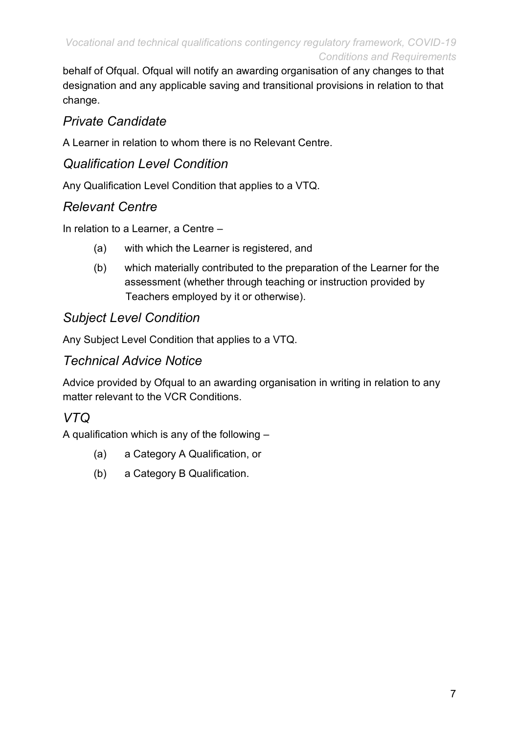behalf of Ofqual. Ofqual will notify an awarding organisation of any changes to that designation and any applicable saving and transitional provisions in relation to that change.

## *Private Candidate*

A Learner in relation to whom there is no Relevant Centre.

## *Qualification Level Condition*

Any Qualification Level Condition that applies to a VTQ.

## *Relevant Centre*

In relation to a Learner, a Centre –

(a) with which the Learner is registered, and

(b) which materially contributed to the preparation of the Learner for the assessment (whether through teaching or instruction provided by Teachers employed by it or otherwise).

## *Subject Level Condition*

Any Subject Level Condition that applies to a VTQ.

## *Technical Advice Notice*

Advice provided by Ofqual to an awarding organisation in writing in relation to any matter relevant to the VCR Conditions.

## *VTQ*

A qualification which is any of the following –

(a) a Category A Qualification, or

(b) a Category B Qualification.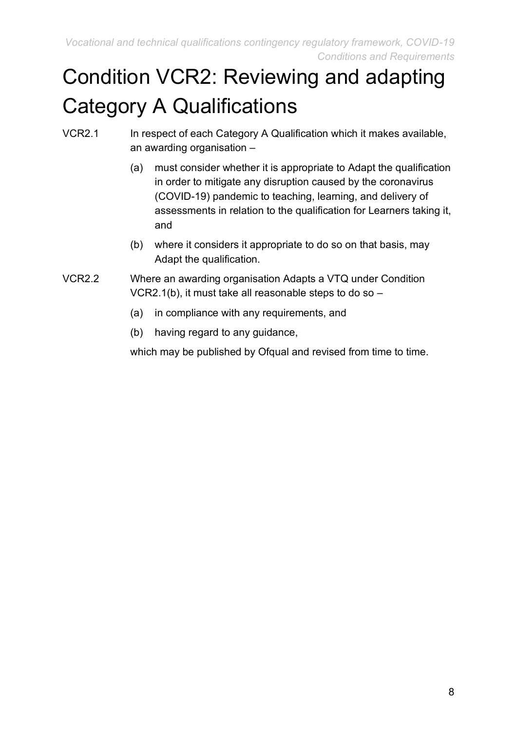# Condition VCR2: Reviewing and adapting Category A Qualifications

VCR2.1 In respect of each Category A Qualification which it makes available, an awarding organisation –

(a) must consider whether it is appropriate to Adapt the qualification in order to mitigate any disruption caused by the coronavirus (COVID-19) pandemic to teaching, learning, and delivery of assessments in relation to the qualification for Learners taking it, and

(b) where it considers it appropriate to do so on that basis, may Adapt the qualification.

VCR2.2 Where an awarding organisation Adapts a VTQ under Condition VCR2.1(b), it must take all reasonable steps to do so –

(a) in compliance with any requirements, and

(b) having regard to any guidance,

which may be published by Ofqual and revised from time to time.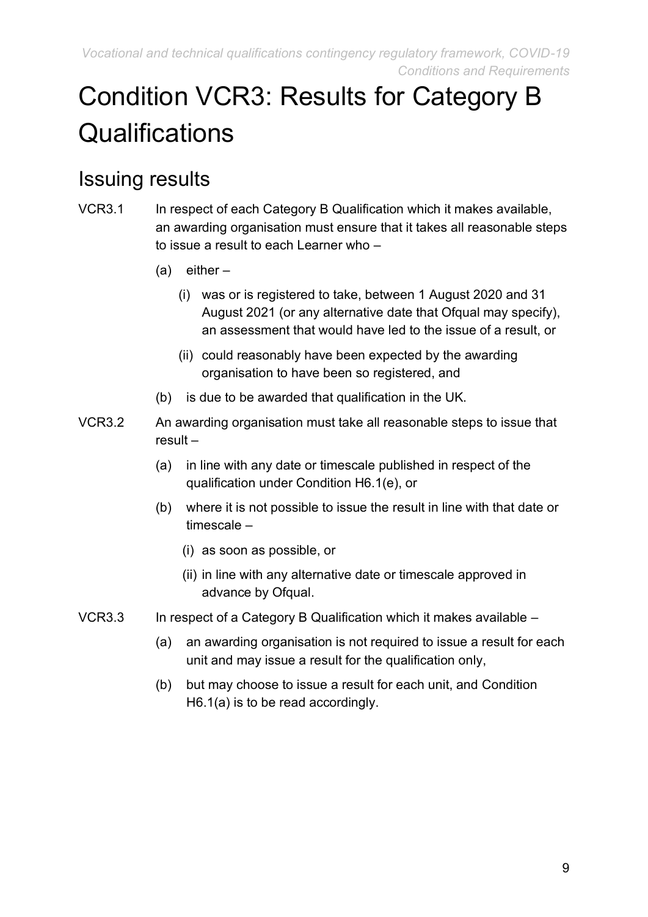# Condition VCR3: Results for Category B Qualifications

## Issuing results

VCR3.1 In respect of each Category B Qualification which it makes available, an awarding organisation must ensure that it takes all reasonable steps to issue a result to each Learner who –

- (a) either –
  - (i) was or is registered to take, between 1 August 2020 and 31 August 2021 (or any alternative date that Ofqual may specify), an assessment that would have led to the issue of a result, or
  - (ii) could reasonably have been expected by the awarding organisation to have been so registered, and
- (b) is due to be awarded that qualification in the UK.

VCR3.2 An awarding organisation must take all reasonable steps to issue that result –

- (a) in line with any date or timescale published in respect of the qualification under Condition H6.1(e), or
- (b) where it is not possible to issue the result in line with that date or timescale –
  - (i) as soon as possible, or
  - (ii) in line with any alternative date or timescale approved in advance by Ofqual.

VCR3.3 In respect of a Category B Qualification which it makes available –

- (a) an awarding organisation is not required to issue a result for each unit and may issue a result for the qualification only,
- (b) but may choose to issue a result for each unit, and Condition H6.1(a) is to be read accordingly.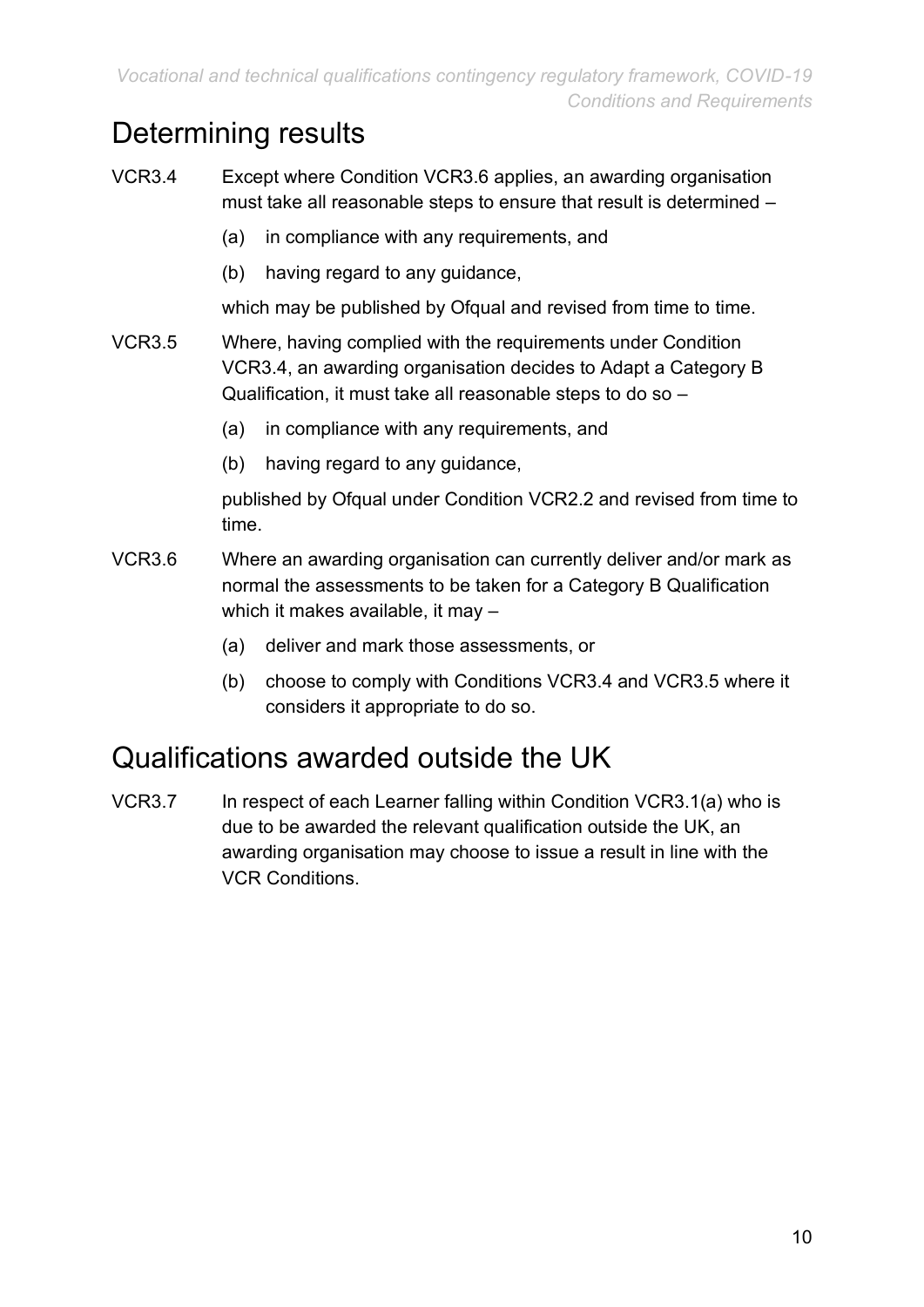## Determining results

VCR3.4 Except where Condition VCR3.6 applies, an awarding organisation must take all reasonable steps to ensure that result is determined –

(a) in compliance with any requirements, and

(b) having regard to any guidance,

which may be published by Ofqual and revised from time to time.

VCR3.5 Where, having complied with the requirements under Condition VCR3.4, an awarding organisation decides to Adapt a Category B Qualification, it must take all reasonable steps to do so –

(a) in compliance with any requirements, and

(b) having regard to any guidance,

published by Ofqual under Condition VCR2.2 and revised from time to time.

VCR3.6 Where an awarding organisation can currently deliver and/or mark as normal the assessments to be taken for a Category B Qualification which it makes available, it may –

(a) deliver and mark those assessments, or

(b) choose to comply with Conditions VCR3.4 and VCR3.5 where it considers it appropriate to do so.

## Qualifications awarded outside the UK

VCR3.7 In respect of each Learner falling within Condition VCR3.1(a) who is due to be awarded the relevant qualification outside the UK, an awarding organisation may choose to issue a result in line with the VCR Conditions.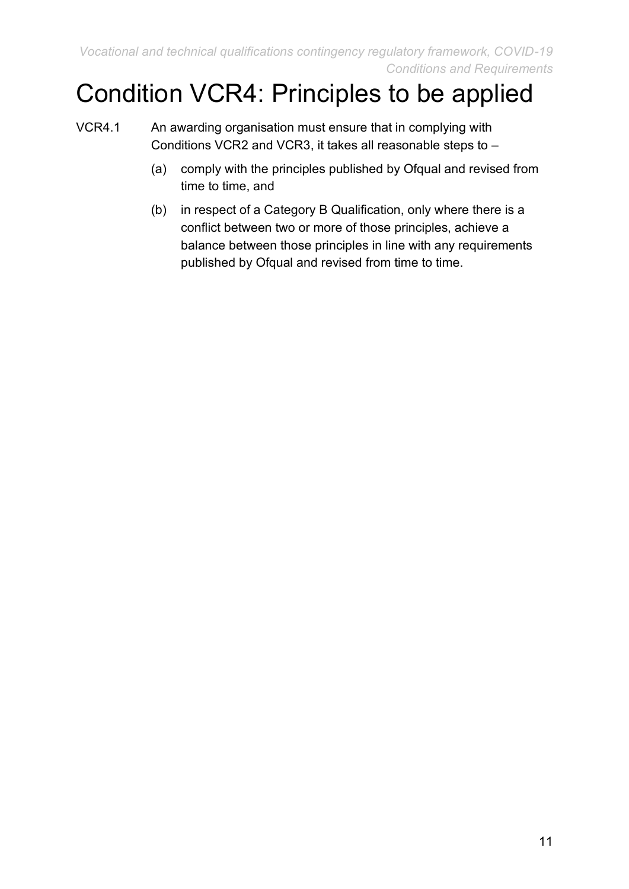# Condition VCR4: Principles to be applied

VCR4.1 An awarding organisation must ensure that in complying with Conditions VCR2 and VCR3, it takes all reasonable steps to –

(a) comply with the principles published by Ofqual and revised from time to time, and

(b) in respect of a Category B Qualification, only where there is a conflict between two or more of those principles, achieve a balance between those principles in line with any requirements published by Ofqual and revised from time to time.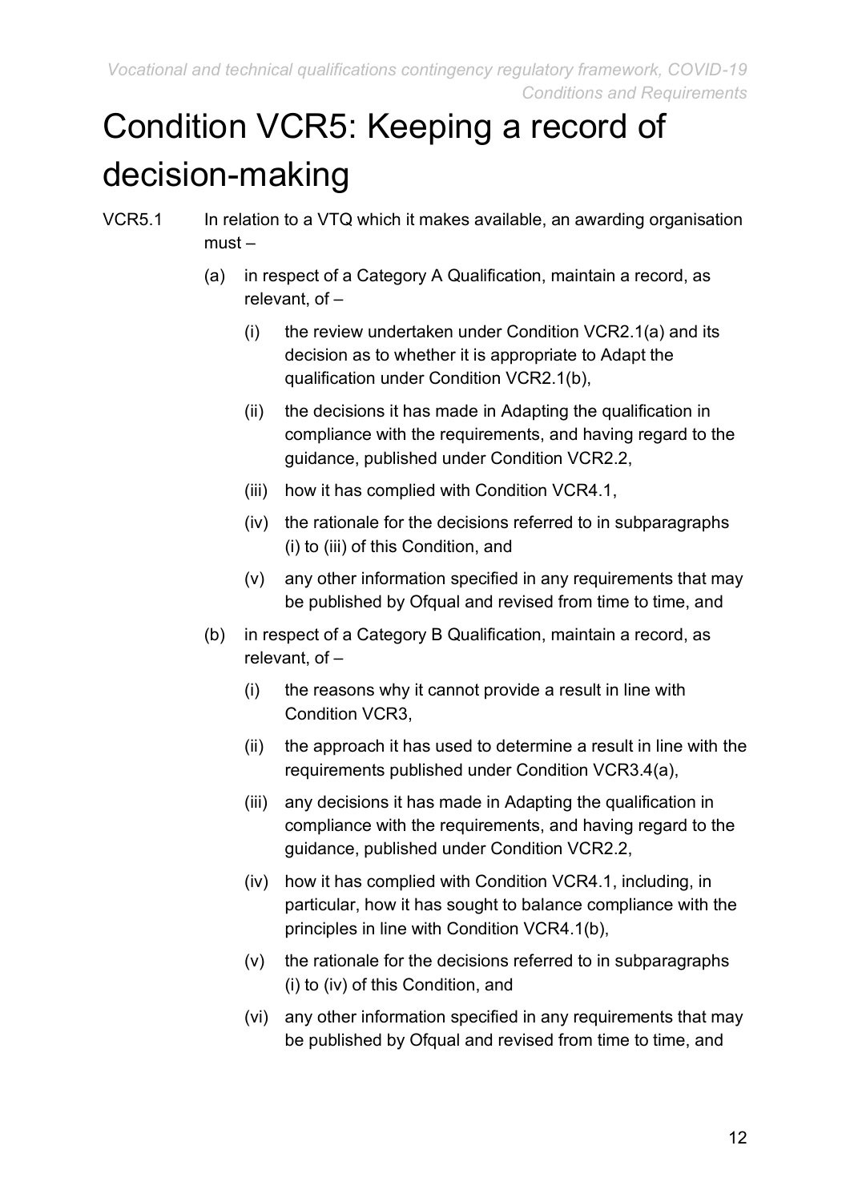# Condition VCR5: Keeping a record of decision-making

VCR5.1 In relation to a VTQ which it makes available, an awarding organisation must –

(a) in respect of a Category A Qualification, maintain a record, as relevant, of –

(i) the review undertaken under Condition VCR2.1(a) and its decision as to whether it is appropriate to Adapt the qualification under Condition VCR2.1(b),

(ii) the decisions it has made in Adapting the qualification in compliance with the requirements, and having regard to the guidance, published under Condition VCR2.2,

(iii) how it has complied with Condition VCR4.1,

(iv) the rationale for the decisions referred to in subparagraphs (i) to (iii) of this Condition, and

(v) any other information specified in any requirements that may be published by Ofqual and revised from time to time, and

(b) in respect of a Category B Qualification, maintain a record, as relevant, of –

(i) the reasons why it cannot provide a result in line with Condition VCR3,

(ii) the approach it has used to determine a result in line with the requirements published under Condition VCR3.4(a),

(iii) any decisions it has made in Adapting the qualification in compliance with the requirements, and having regard to the guidance, published under Condition VCR2.2,

(iv) how it has complied with Condition VCR4.1, including, in particular, how it has sought to balance compliance with the principles in line with Condition VCR4.1(b),

(v) the rationale for the decisions referred to in subparagraphs (i) to (iv) of this Condition, and

(vi) any other information specified in any requirements that may be published by Ofqual and revised from time to time, and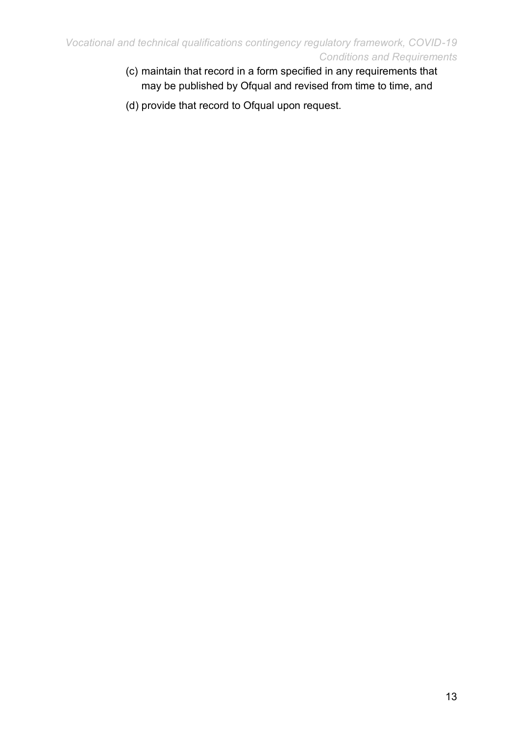(c) maintain that record in a form specified in any requirements that may be published by Ofqual and revised from time to time, and

(d) provide that record to Ofqual upon request.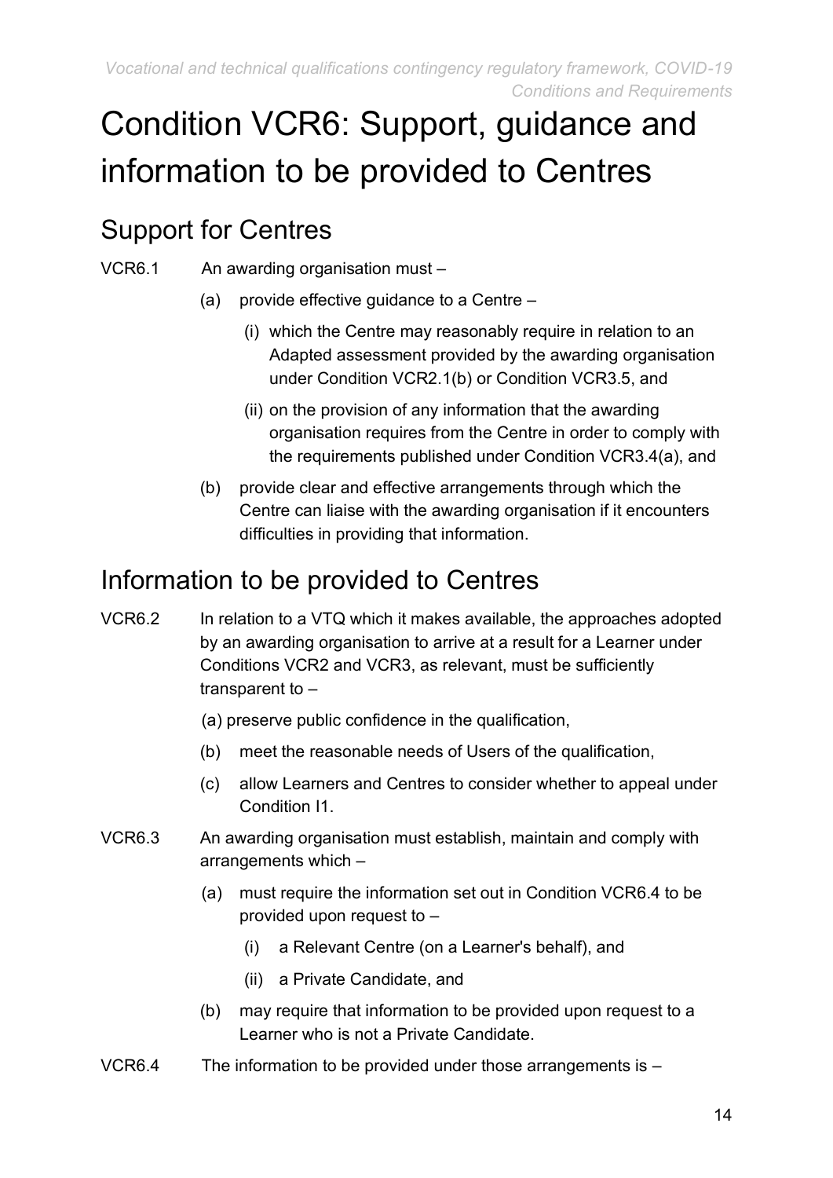# Condition VCR6: Support, guidance and information to be provided to Centres

## Support for Centres

VCR6.1 An awarding organisation must –

- (a) provide effective guidance to a Centre –
  - (i) which the Centre may reasonably require in relation to an Adapted assessment provided by the awarding organisation under Condition VCR2.1(b) or Condition VCR3.5, and
  - (ii) on the provision of any information that the awarding organisation requires from the Centre in order to comply with the requirements published under Condition VCR3.4(a), and
- (b) provide clear and effective arrangements through which the Centre can liaise with the awarding organisation if it encounters difficulties in providing that information.

## Information to be provided to Centres

VCR6.2 In relation to a VTQ which it makes available, the approaches adopted by an awarding organisation to arrive at a result for a Learner under Conditions VCR2 and VCR3, as relevant, must be sufficiently transparent to –

- (a) preserve public confidence in the qualification,
- (b) meet the reasonable needs of Users of the qualification,
- (c) allow Learners and Centres to consider whether to appeal under Condition I1.

VCR6.3 An awarding organisation must establish, maintain and comply with arrangements which –

- (a) must require the information set out in Condition VCR6.4 to be provided upon request to –
  - (i) a Relevant Centre (on a Learner's behalf), and
  - (ii) a Private Candidate, and
- (b) may require that information to be provided upon request to a Learner who is not a Private Candidate.

VCR6.4 The information to be provided under those arrangements is –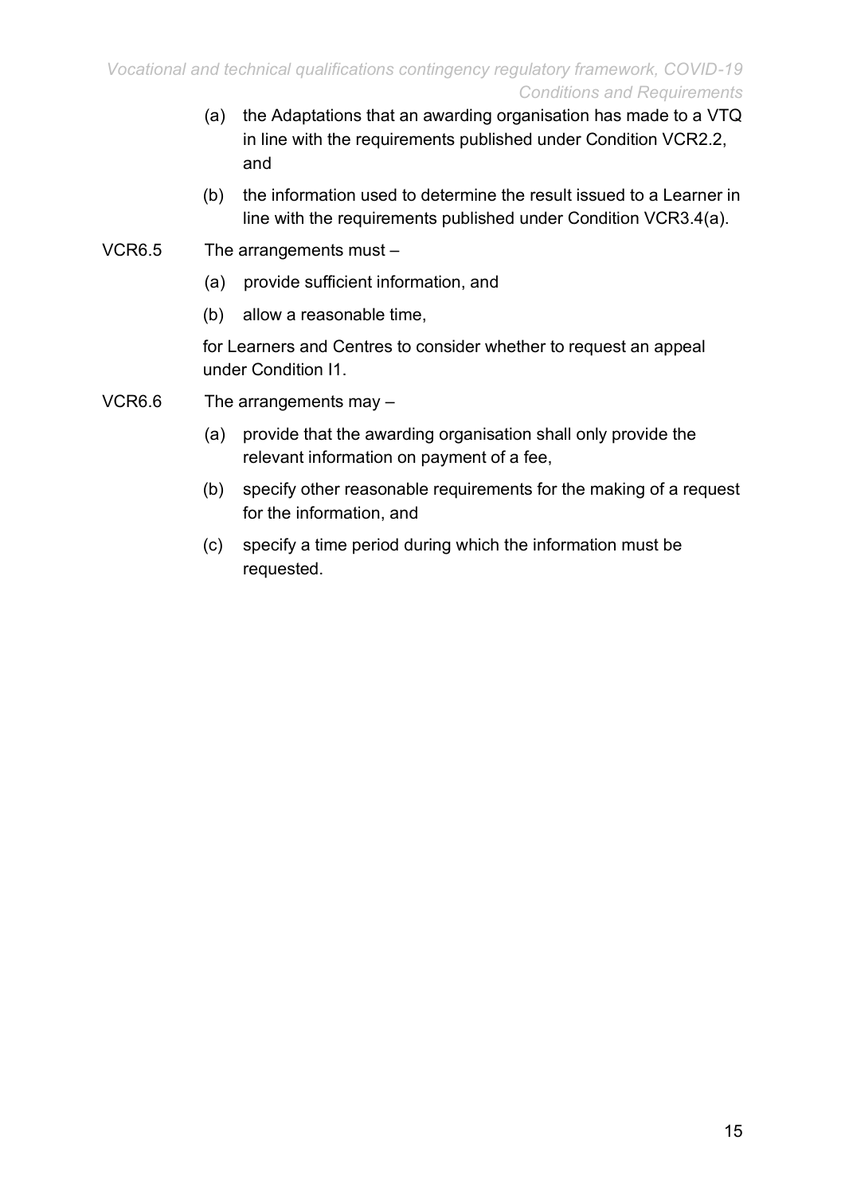(a) the Adaptations that an awarding organisation has made to a VTQ in line with the requirements published under Condition VCR2.2, and

(b) the information used to determine the result issued to a Learner in line with the requirements published under Condition VCR3.4(a).

VCR6.5 The arrangements must –

(a) provide sufficient information, and

(b) allow a reasonable time,

for Learners and Centres to consider whether to request an appeal under Condition I1.

VCR6.6 The arrangements may –

(a) provide that the awarding organisation shall only provide the relevant information on payment of a fee,

(b) specify other reasonable requirements for the making of a request for the information, and

(c) specify a time period during which the information must be requested.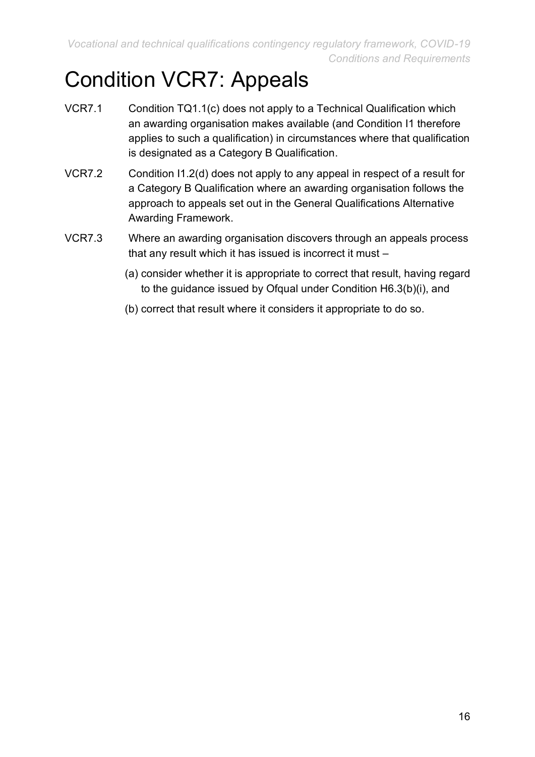# Condition VCR7: Appeals

VCR7.1 Condition TQ1.1(c) does not apply to a Technical Qualification which an awarding organisation makes available (and Condition I1 therefore applies to such a qualification) in circumstances where that qualification is designated as a Category B Qualification.

VCR7.2 Condition I1.2(d) does not apply to any appeal in respect of a result for a Category B Qualification where an awarding organisation follows the approach to appeals set out in the General Qualifications Alternative Awarding Framework.

VCR7.3 Where an awarding organisation discovers through an appeals process that any result which it has issued is incorrect it must –

(a) consider whether it is appropriate to correct that result, having regard to the guidance issued by Ofqual under Condition H6.3(b)(i), and

(b) correct that result where it considers it appropriate to do so.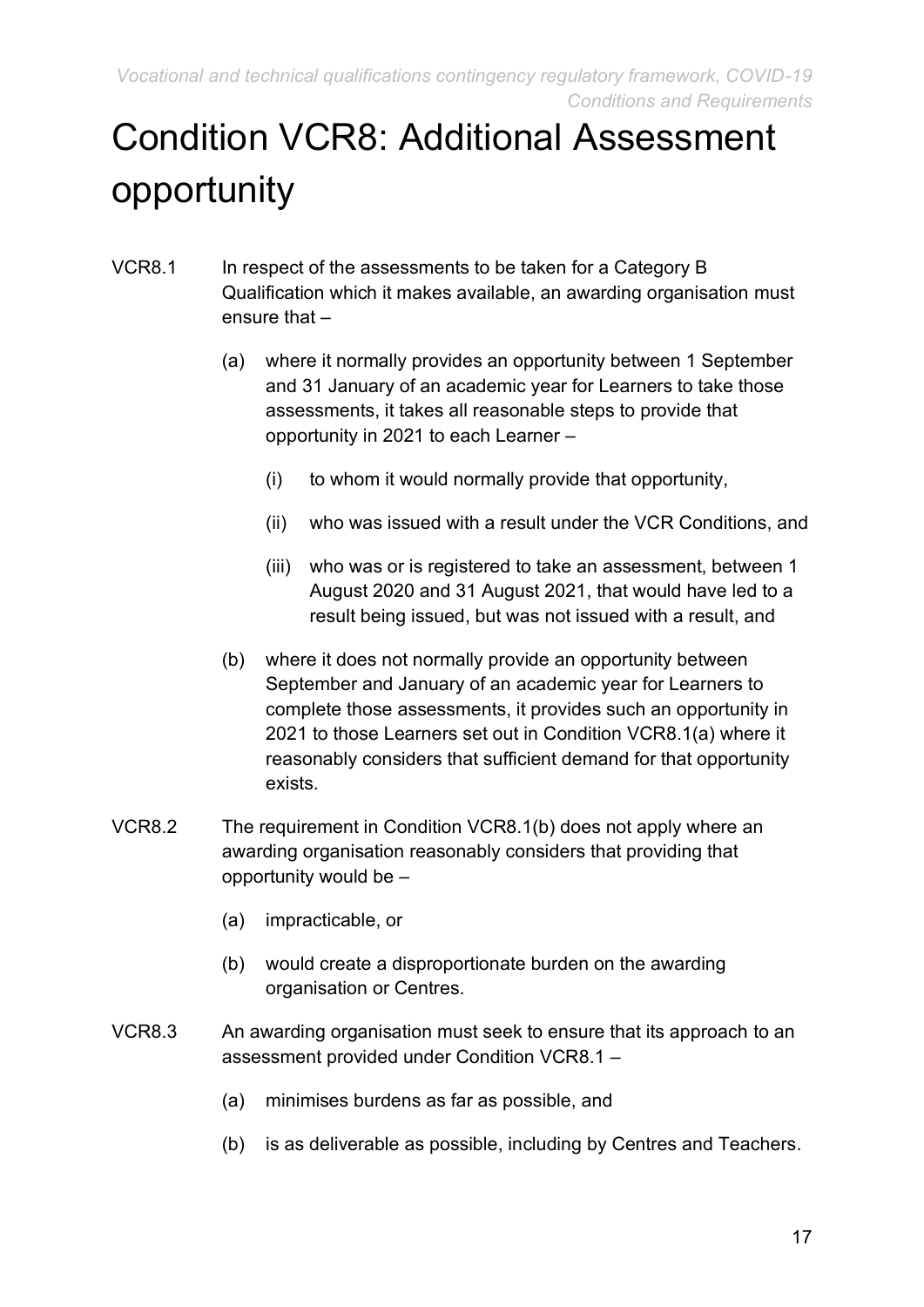# Condition VCR8: Additional Assessment opportunity

VCR8.1 In respect of the assessments to be taken for a Category B Qualification which it makes available, an awarding organisation must ensure that –

(a) where it normally provides an opportunity between 1 September and 31 January of an academic year for Learners to take those assessments, it takes all reasonable steps to provide that opportunity in 2021 to each Learner –

(i) to whom it would normally provide that opportunity,

(ii) who was issued with a result under the VCR Conditions, and

(iii) who was or is registered to take an assessment, between 1 August 2020 and 31 August 2021, that would have led to a result being issued, but was not issued with a result, and

(b) where it does not normally provide an opportunity between September and January of an academic year for Learners to complete those assessments, it provides such an opportunity in 2021 to those Learners set out in Condition VCR8.1(a) where it reasonably considers that sufficient demand for that opportunity exists.

VCR8.2 The requirement in Condition VCR8.1(b) does not apply where an awarding organisation reasonably considers that providing that opportunity would be –

(a) impracticable, or

(b) would create a disproportionate burden on the awarding organisation or Centres.

VCR8.3 An awarding organisation must seek to ensure that its approach to an assessment provided under Condition VCR8.1 –

(a) minimises burdens as far as possible, and

(b) is as deliverable as possible, including by Centres and Teachers.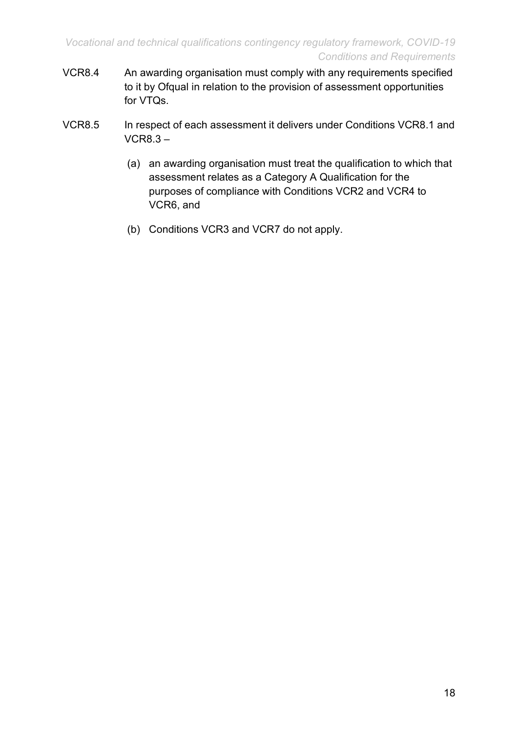VCR8.4 An awarding organisation must comply with any requirements specified to it by Ofqual in relation to the provision of assessment opportunities for VTQs.

VCR8.5 In respect of each assessment it delivers under Conditions VCR8.1 and VCR8.3 –

(a) an awarding organisation must treat the qualification to which that assessment relates as a Category A Qualification for the purposes of compliance with Conditions VCR2 and VCR4 to VCR6, and

(b) Conditions VCR3 and VCR7 do not apply.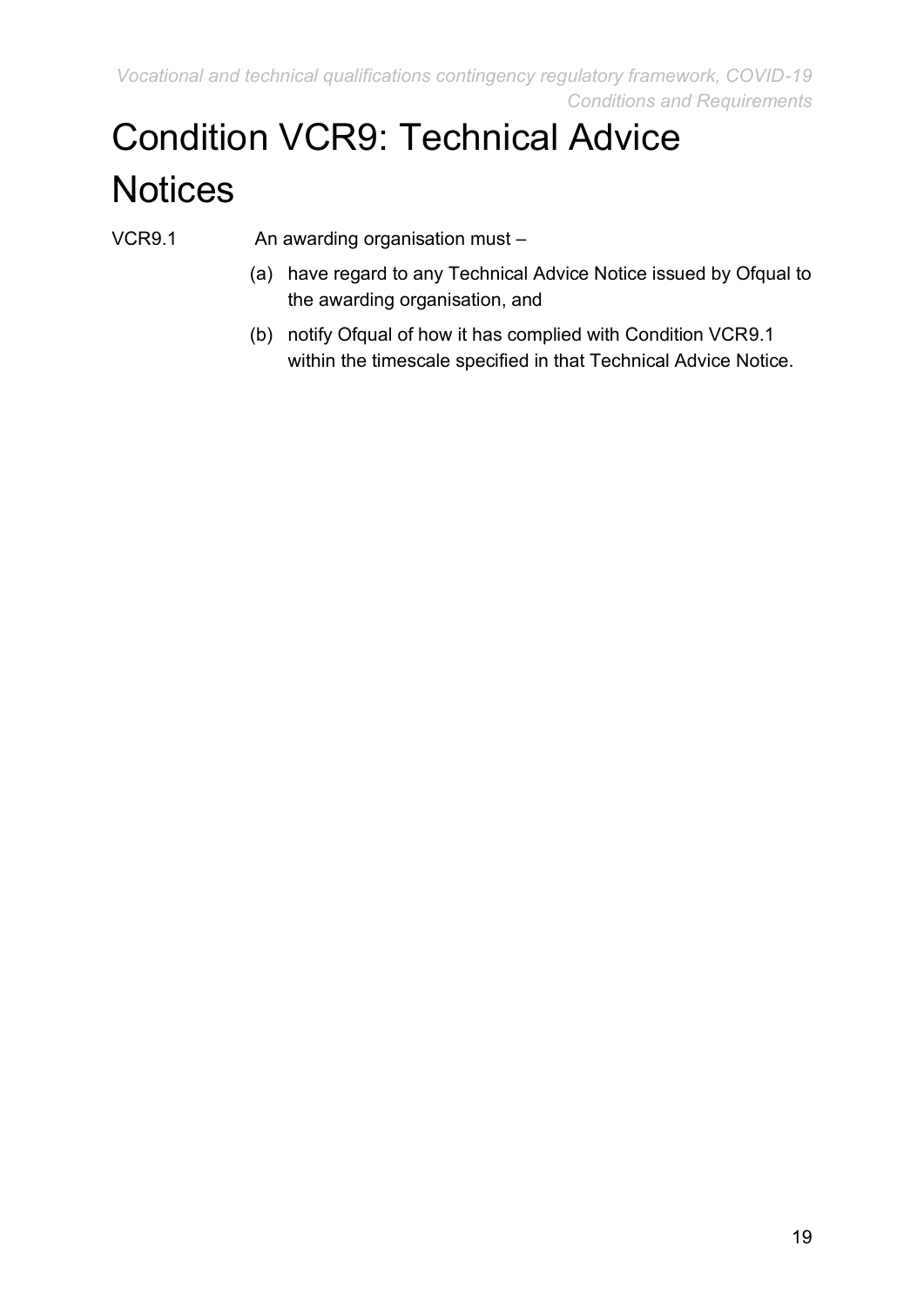# Condition VCR9: Technical Advice Notices

VCR9.1 An awarding organisation must –

(a) have regard to any Technical Advice Notice issued by Ofqual to the awarding organisation, and

(b) notify Ofqual of how it has complied with Condition VCR9.1 within the timescale specified in that Technical Advice Notice.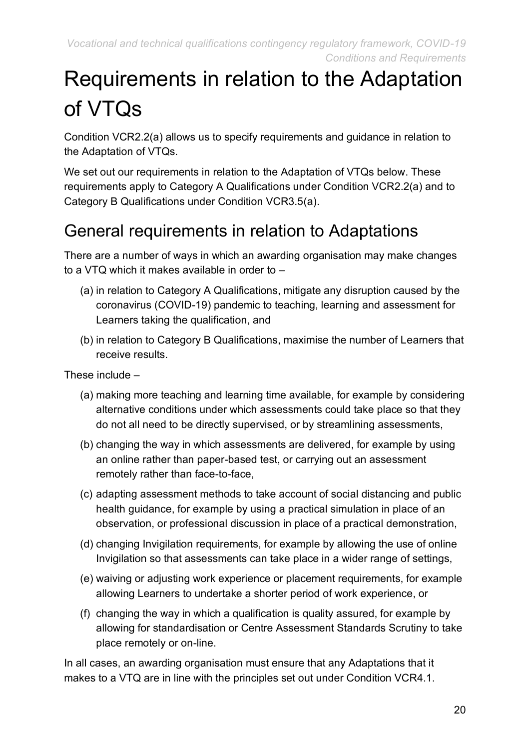# Requirements in relation to the Adaptation of VTQs

Condition VCR2.2(a) allows us to specify requirements and guidance in relation to the Adaptation of VTQs.

We set out our requirements in relation to the Adaptation of VTQs below. These requirements apply to Category A Qualifications under Condition VCR2.2(a) and to Category B Qualifications under Condition VCR3.5(a).

## General requirements in relation to Adaptations

There are a number of ways in which an awarding organisation may make changes to a VTQ which it makes available in order to –

(a) in relation to Category A Qualifications, mitigate any disruption caused by the coronavirus (COVID-19) pandemic to teaching, learning and assessment for Learners taking the qualification, and

(b) in relation to Category B Qualifications, maximise the number of Learners that receive results.

These include –

(a) making more teaching and learning time available, for example by considering alternative conditions under which assessments could take place so that they do not all need to be directly supervised, or by streamlining assessments,

(b) changing the way in which assessments are delivered, for example by using an online rather than paper-based test, or carrying out an assessment remotely rather than face-to-face,

(c) adapting assessment methods to take account of social distancing and public health guidance, for example by using a practical simulation in place of an observation, or professional discussion in place of a practical demonstration,

(d) changing Invigilation requirements, for example by allowing the use of online Invigilation so that assessments can take place in a wider range of settings,

(e) waiving or adjusting work experience or placement requirements, for example allowing Learners to undertake a shorter period of work experience, or

(f) changing the way in which a qualification is quality assured, for example by allowing for standardisation or Centre Assessment Standards Scrutiny to take place remotely or on-line.

In all cases, an awarding organisation must ensure that any Adaptations that it makes to a VTQ are in line with the principles set out under Condition VCR4.1.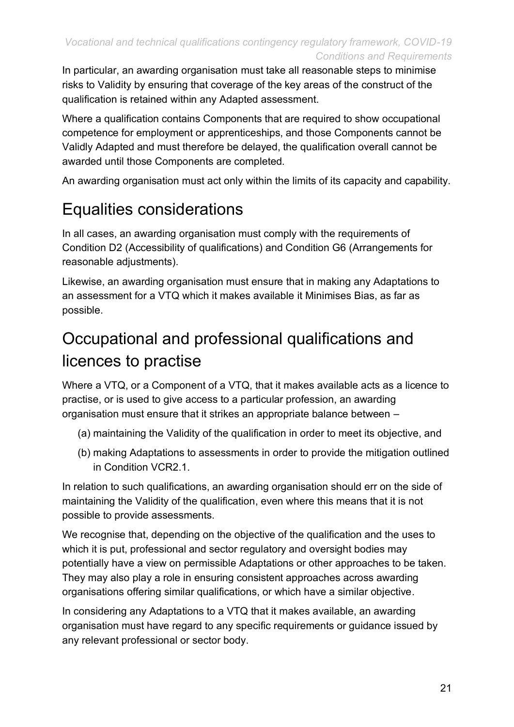In particular, an awarding organisation must take all reasonable steps to minimise risks to Validity by ensuring that coverage of the key areas of the construct of the qualification is retained within any Adapted assessment.

Where a qualification contains Components that are required to show occupational competence for employment or apprenticeships, and those Components cannot be Validly Adapted and must therefore be delayed, the qualification overall cannot be awarded until those Components are completed.

An awarding organisation must act only within the limits of its capacity and capability.

## Equalities considerations

In all cases, an awarding organisation must comply with the requirements of Condition D2 (Accessibility of qualifications) and Condition G6 (Arrangements for reasonable adjustments).

Likewise, an awarding organisation must ensure that in making any Adaptations to an assessment for a VTQ which it makes available it Minimises Bias, as far as possible.

## Occupational and professional qualifications and licences to practise

Where a VTQ, or a Component of a VTQ, that it makes available acts as a licence to practise, or is used to give access to a particular profession, an awarding organisation must ensure that it strikes an appropriate balance between –

(a) maintaining the Validity of the qualification in order to meet its objective, and

(b) making Adaptations to assessments in order to provide the mitigation outlined in Condition VCR2.1.

In relation to such qualifications, an awarding organisation should err on the side of maintaining the Validity of the qualification, even where this means that it is not possible to provide assessments.

We recognise that, depending on the objective of the qualification and the uses to which it is put, professional and sector regulatory and oversight bodies may potentially have a view on permissible Adaptations or other approaches to be taken. They may also play a role in ensuring consistent approaches across awarding organisations offering similar qualifications, or which have a similar objective.

In considering any Adaptations to a VTQ that it makes available, an awarding organisation must have regard to any specific requirements or guidance issued by any relevant professional or sector body.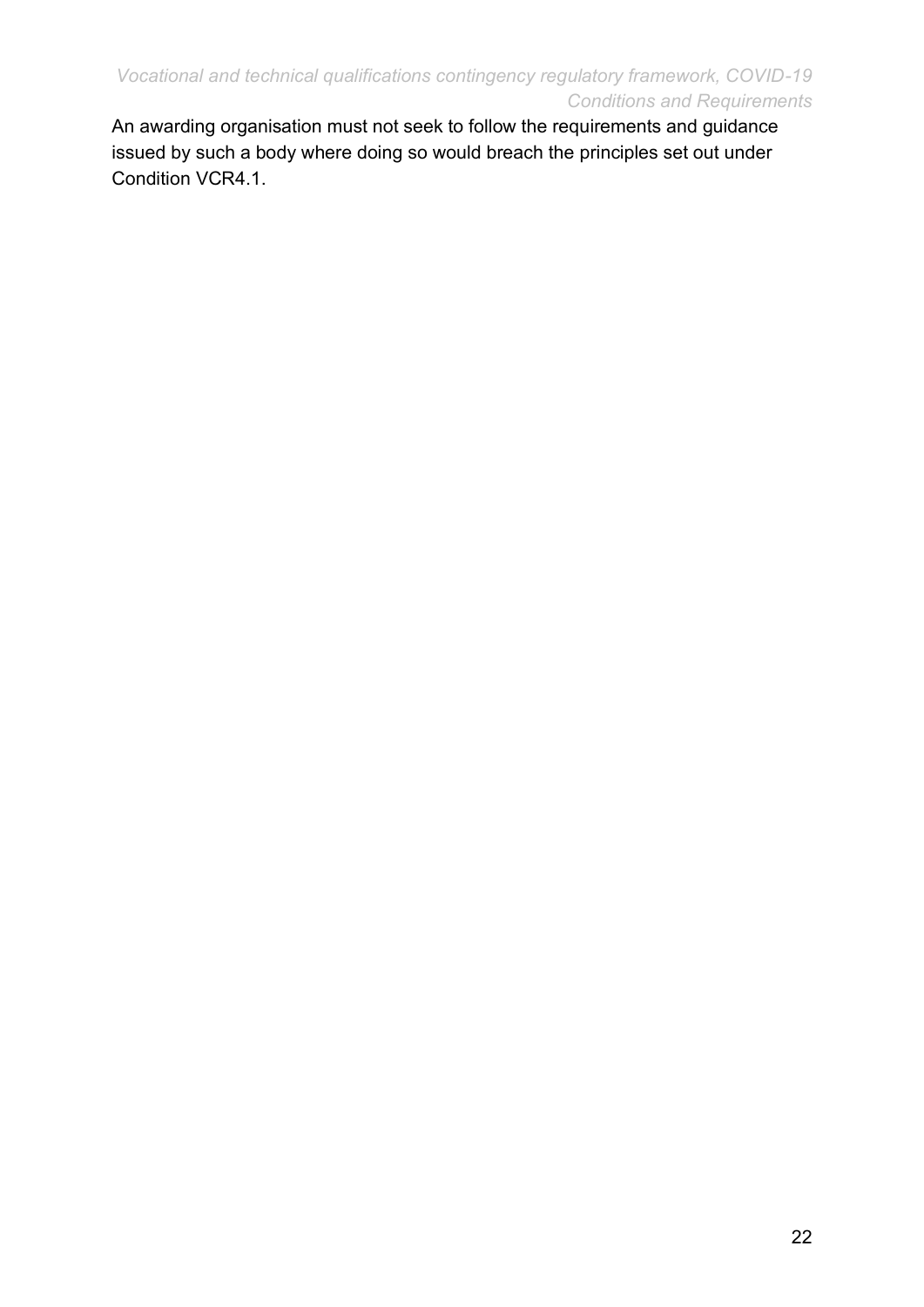An awarding organisation must not seek to follow the requirements and guidance issued by such a body where doing so would breach the principles set out under Condition VCR4.1.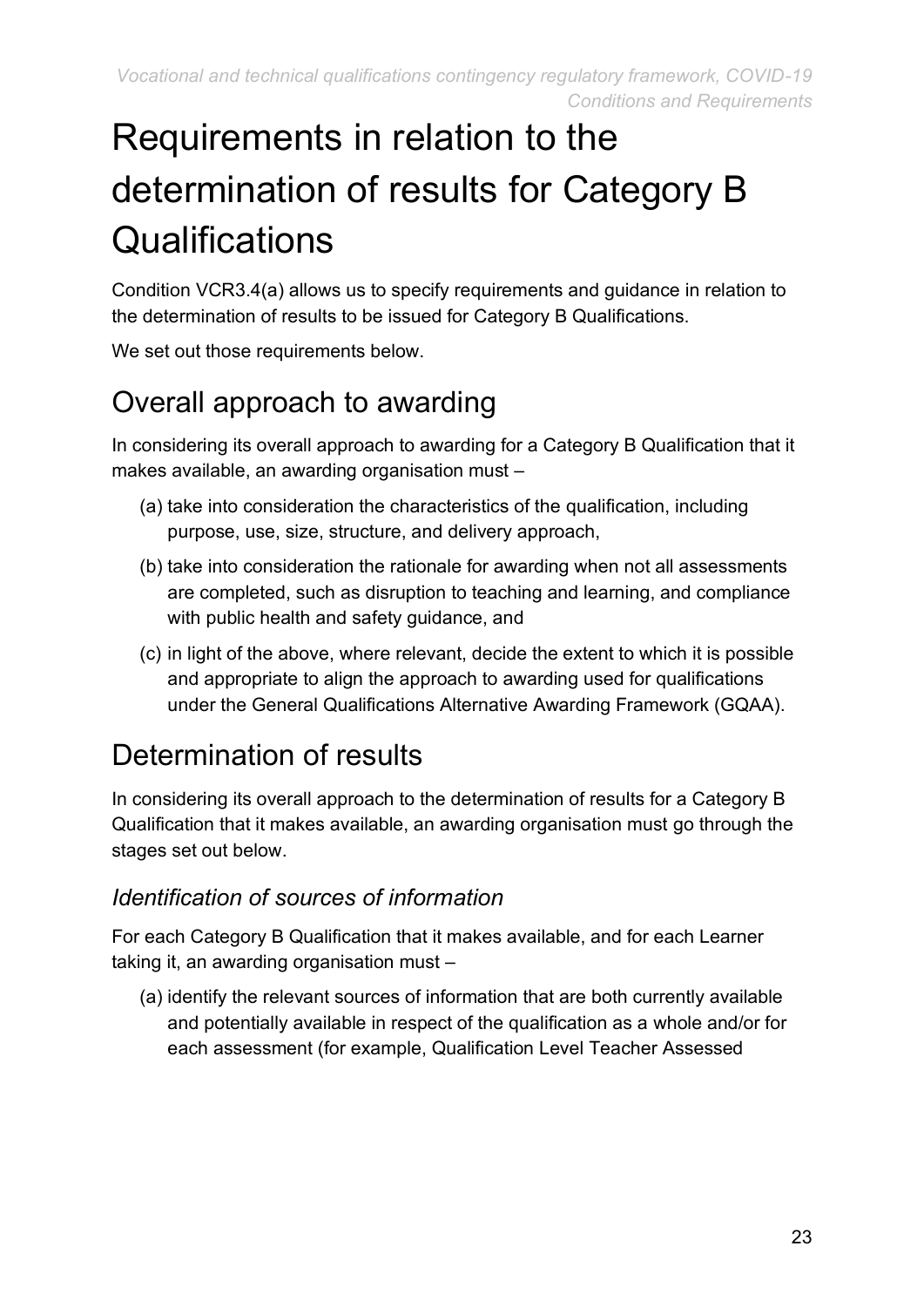# Requirements in relation to the determination of results for Category B Qualifications

Condition VCR3.4(a) allows us to specify requirements and guidance in relation to the determination of results to be issued for Category B Qualifications.

We set out those requirements below.

## Overall approach to awarding

In considering its overall approach to awarding for a Category B Qualification that it makes available, an awarding organisation must –

(a) take into consideration the characteristics of the qualification, including purpose, use, size, structure, and delivery approach,

(b) take into consideration the rationale for awarding when not all assessments are completed, such as disruption to teaching and learning, and compliance with public health and safety guidance, and

(c) in light of the above, where relevant, decide the extent to which it is possible and appropriate to align the approach to awarding used for qualifications under the General Qualifications Alternative Awarding Framework (GQAA).

## Determination of results

In considering its overall approach to the determination of results for a Category B Qualification that it makes available, an awarding organisation must go through the stages set out below.

### *Identification of sources of information*

For each Category B Qualification that it makes available, and for each Learner taking it, an awarding organisation must –

(a) identify the relevant sources of information that are both currently available and potentially available in respect of the qualification as a whole and/or for each assessment (for example, Qualification Level Teacher Assessed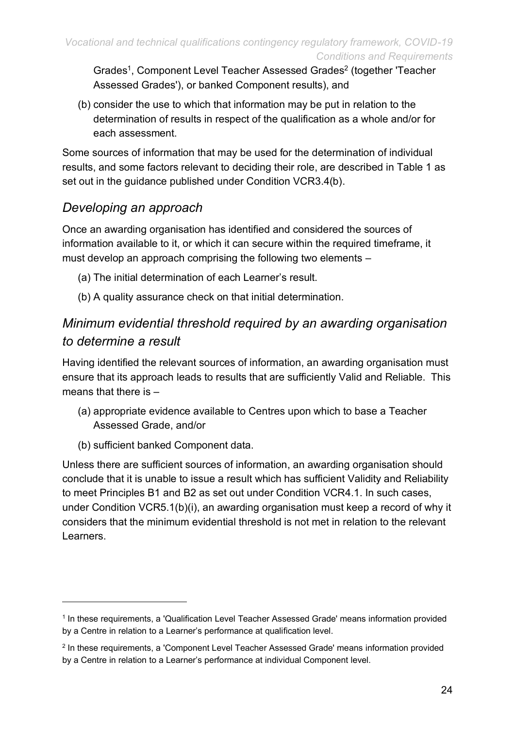Grades[1], Component Level Teacher Assessed Grades[2] (together 'Teacher Assessed Grades'), or banked Component results), and

(b) consider the use to which that information may be put in relation to the determination of results in respect of the qualification as a whole and/or for each assessment.

Some sources of information that may be used for the determination of individual results, and some factors relevant to deciding their role, are described in Table 1 as set out in the guidance published under Condition VCR3.4(b).

## *Developing an approach*

Once an awarding organisation has identified and considered the sources of information available to it, or which it can secure within the required timeframe, it must develop an approach comprising the following two elements –

(a) The initial determination of each Learner's result.

(b) A quality assurance check on that initial determination.

## *Minimum evidential threshold required by an awarding organisation to determine a result*

Having identified the relevant sources of information, an awarding organisation must ensure that its approach leads to results that are sufficiently Valid and Reliable. This means that there is –

(a) appropriate evidence available to Centres upon which to base a Teacher Assessed Grade, and/or

(b) sufficient banked Component data.

Unless there are sufficient sources of information, an awarding organisation should conclude that it is unable to issue a result which has sufficient Validity and Reliability to meet Principles B1 and B2 as set out under Condition VCR4.1. In such cases, under Condition VCR5.1(b)(i), an awarding organisation must keep a record of why it considers that the minimum evidential threshold is not met in relation to the relevant Learners.

---

[1] In these requirements, a 'Qualification Level Teacher Assessed Grade' means information provided by a Centre in relation to a Learner's performance at qualification level.

[2] In these requirements, a 'Component Level Teacher Assessed Grade' means information provided by a Centre in relation to a Learner's performance at individual Component level.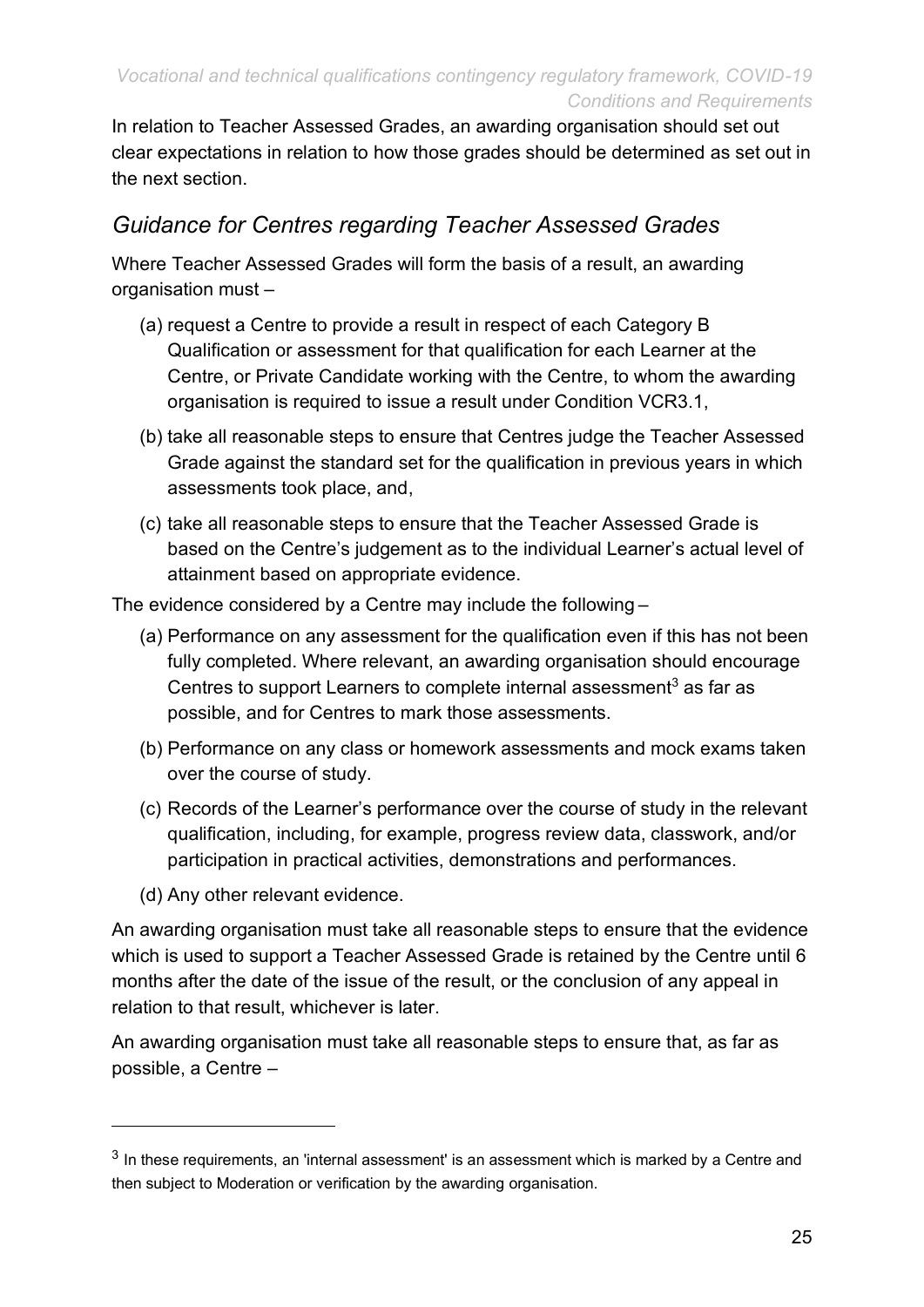In relation to Teacher Assessed Grades, an awarding organisation should set out clear expectations in relation to how those grades should be determined as set out in the next section.

## *Guidance for Centres regarding Teacher Assessed Grades*

Where Teacher Assessed Grades will form the basis of a result, an awarding organisation must –

(a) request a Centre to provide a result in respect of each Category B Qualification or assessment for that qualification for each Learner at the Centre, or Private Candidate working with the Centre, to whom the awarding organisation is required to issue a result under Condition VCR3.1,

(b) take all reasonable steps to ensure that Centres judge the Teacher Assessed Grade against the standard set for the qualification in previous years in which assessments took place, and,

(c) take all reasonable steps to ensure that the Teacher Assessed Grade is based on the Centre's judgement as to the individual Learner's actual level of attainment based on appropriate evidence.

The evidence considered by a Centre may include the following –

(a) Performance on any assessment for the qualification even if this has not been fully completed. Where relevant, an awarding organisation should encourage Centres to support Learners to complete internal assessment[3] as far as possible, and for Centres to mark those assessments.

(b) Performance on any class or homework assessments and mock exams taken over the course of study.

(c) Records of the Learner's performance over the course of study in the relevant qualification, including, for example, progress review data, classwork, and/or participation in practical activities, demonstrations and performances.

(d) Any other relevant evidence.

An awarding organisation must take all reasonable steps to ensure that the evidence which is used to support a Teacher Assessed Grade is retained by the Centre until 6 months after the date of the issue of the result, or the conclusion of any appeal in relation to that result, whichever is later.

An awarding organisation must take all reasonable steps to ensure that, as far as possible, a Centre –

---

[3] In these requirements, an 'internal assessment' is an assessment which is marked by a Centre and then subject to Moderation or verification by the awarding organisation.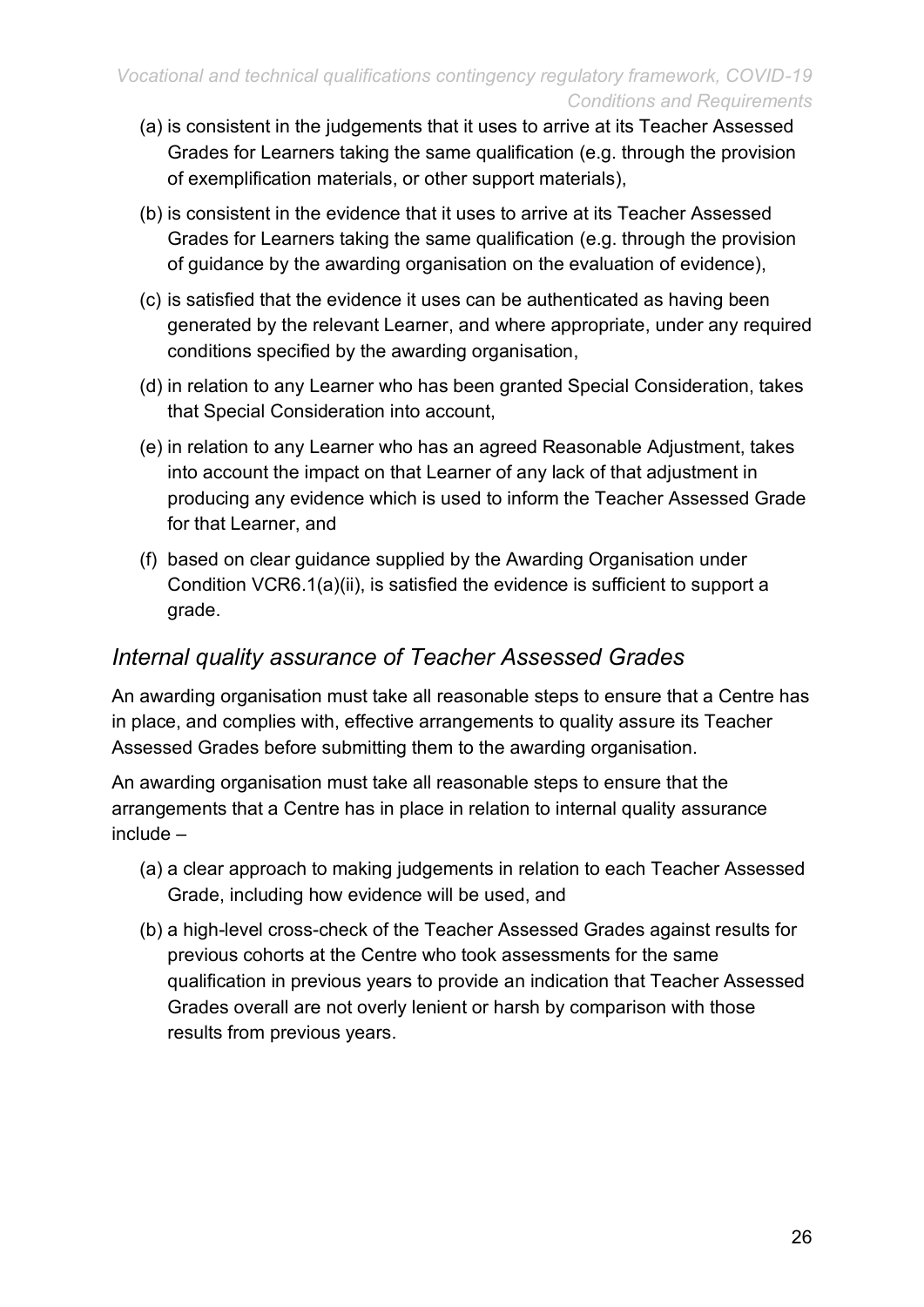(a) is consistent in the judgements that it uses to arrive at its Teacher Assessed Grades for Learners taking the same qualification (e.g. through the provision of exemplification materials, or other support materials),

(b) is consistent in the evidence that it uses to arrive at its Teacher Assessed Grades for Learners taking the same qualification (e.g. through the provision of guidance by the awarding organisation on the evaluation of evidence),

(c) is satisfied that the evidence it uses can be authenticated as having been generated by the relevant Learner, and where appropriate, under any required conditions specified by the awarding organisation,

(d) in relation to any Learner who has been granted Special Consideration, takes that Special Consideration into account,

(e) in relation to any Learner who has an agreed Reasonable Adjustment, takes into account the impact on that Learner of any lack of that adjustment in producing any evidence which is used to inform the Teacher Assessed Grade for that Learner, and

(f) based on clear guidance supplied by the Awarding Organisation under Condition VCR6.1(a)(ii), is satisfied the evidence is sufficient to support a grade.

## *Internal quality assurance of Teacher Assessed Grades*

An awarding organisation must take all reasonable steps to ensure that a Centre has in place, and complies with, effective arrangements to quality assure its Teacher Assessed Grades before submitting them to the awarding organisation.

An awarding organisation must take all reasonable steps to ensure that the arrangements that a Centre has in place in relation to internal quality assurance include –

(a) a clear approach to making judgements in relation to each Teacher Assessed Grade, including how evidence will be used, and

(b) a high-level cross-check of the Teacher Assessed Grades against results for previous cohorts at the Centre who took assessments for the same qualification in previous years to provide an indication that Teacher Assessed Grades overall are not overly lenient or harsh by comparison with those results from previous years.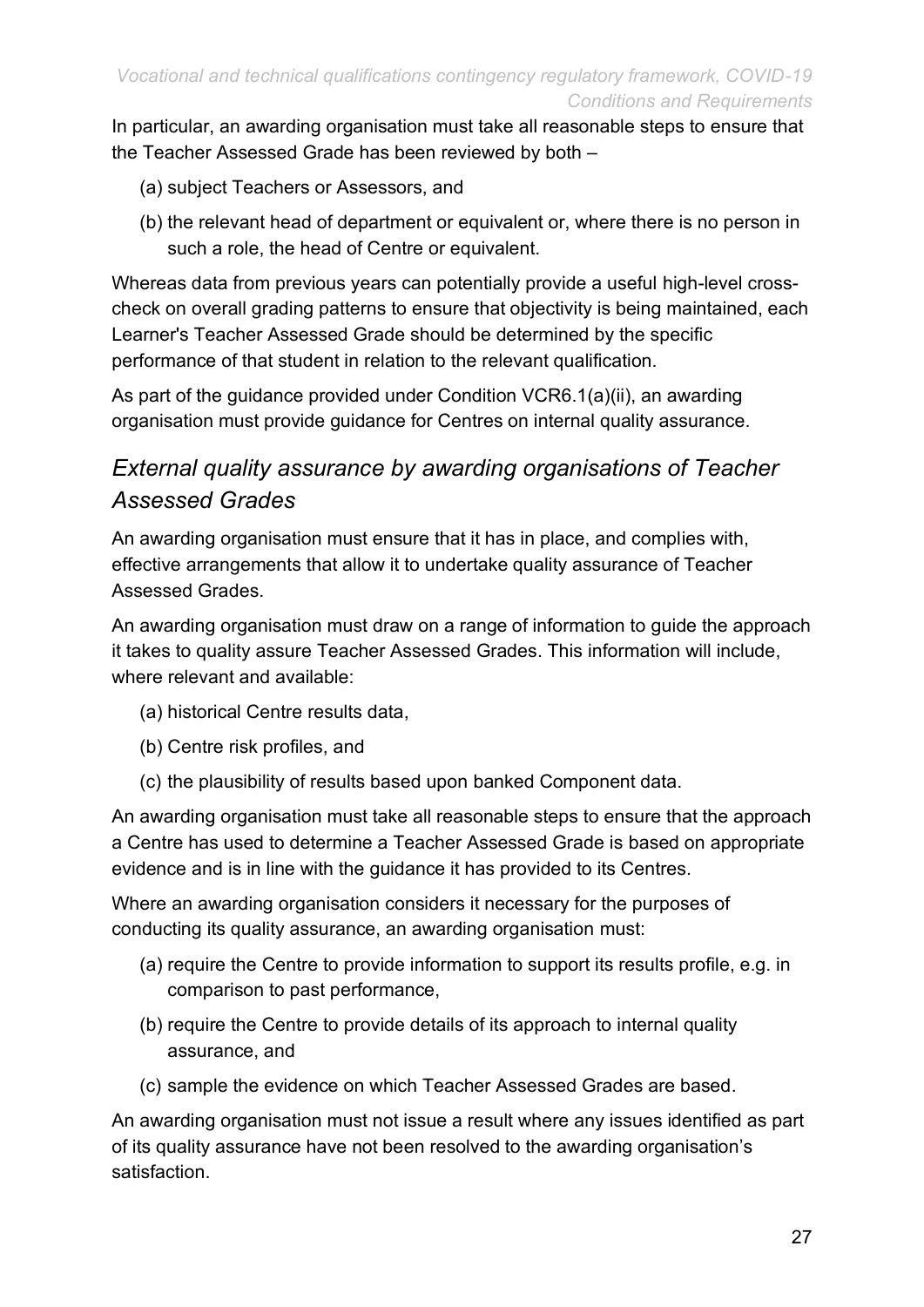In particular, an awarding organisation must take all reasonable steps to ensure that the Teacher Assessed Grade has been reviewed by both –

(a) subject Teachers or Assessors, and

(b) the relevant head of department or equivalent or, where there is no person in such a role, the head of Centre or equivalent.

Whereas data from previous years can potentially provide a useful high-level cross-check on overall grading patterns to ensure that objectivity is being maintained, each Learner's Teacher Assessed Grade should be determined by the specific performance of that student in relation to the relevant qualification.

As part of the guidance provided under Condition VCR6.1(a)(ii), an awarding organisation must provide guidance for Centres on internal quality assurance.

## *External quality assurance by awarding organisations of Teacher Assessed Grades*

An awarding organisation must ensure that it has in place, and complies with, effective arrangements that allow it to undertake quality assurance of Teacher Assessed Grades.

An awarding organisation must draw on a range of information to guide the approach it takes to quality assure Teacher Assessed Grades. This information will include, where relevant and available:

(a) historical Centre results data,

(b) Centre risk profiles, and

(c) the plausibility of results based upon banked Component data.

An awarding organisation must take all reasonable steps to ensure that the approach a Centre has used to determine a Teacher Assessed Grade is based on appropriate evidence and is in line with the guidance it has provided to its Centres.

Where an awarding organisation considers it necessary for the purposes of conducting its quality assurance, an awarding organisation must:

(a) require the Centre to provide information to support its results profile, e.g. in comparison to past performance,

(b) require the Centre to provide details of its approach to internal quality assurance, and

(c) sample the evidence on which Teacher Assessed Grades are based.

An awarding organisation must not issue a result where any issues identified as part of its quality assurance have not been resolved to the awarding organisation's satisfaction.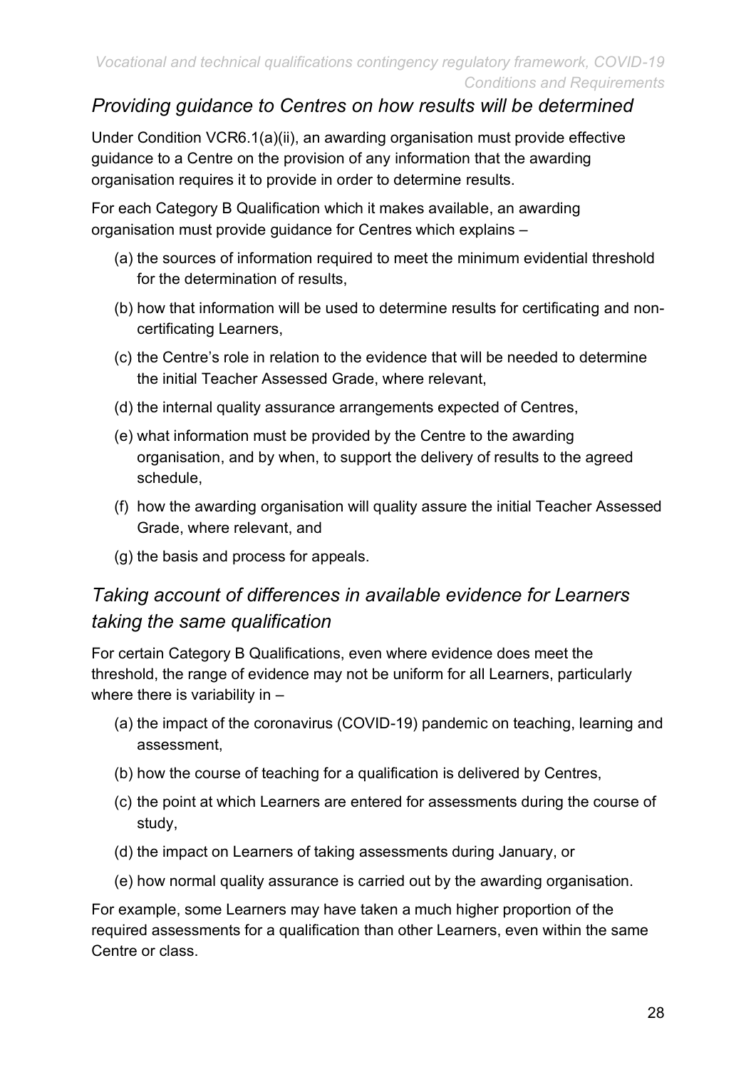## *Providing guidance to Centres on how results will be determined*

Under Condition VCR6.1(a)(ii), an awarding organisation must provide effective guidance to a Centre on the provision of any information that the awarding organisation requires it to provide in order to determine results.

For each Category B Qualification which it makes available, an awarding organisation must provide guidance for Centres which explains –

(a) the sources of information required to meet the minimum evidential threshold for the determination of results,

(b) how that information will be used to determine results for certificating and non-certificating Learners,

(c) the Centre's role in relation to the evidence that will be needed to determine the initial Teacher Assessed Grade, where relevant,

(d) the internal quality assurance arrangements expected of Centres,

(e) what information must be provided by the Centre to the awarding organisation, and by when, to support the delivery of results to the agreed schedule,

(f) how the awarding organisation will quality assure the initial Teacher Assessed Grade, where relevant, and

(g) the basis and process for appeals.

## *Taking account of differences in available evidence for Learners taking the same qualification*

For certain Category B Qualifications, even where evidence does meet the threshold, the range of evidence may not be uniform for all Learners, particularly where there is variability in –

(a) the impact of the coronavirus (COVID-19) pandemic on teaching, learning and assessment,

(b) how the course of teaching for a qualification is delivered by Centres,

(c) the point at which Learners are entered for assessments during the course of study,

(d) the impact on Learners of taking assessments during January, or

(e) how normal quality assurance is carried out by the awarding organisation.

For example, some Learners may have taken a much higher proportion of the required assessments for a qualification than other Learners, even within the same Centre or class.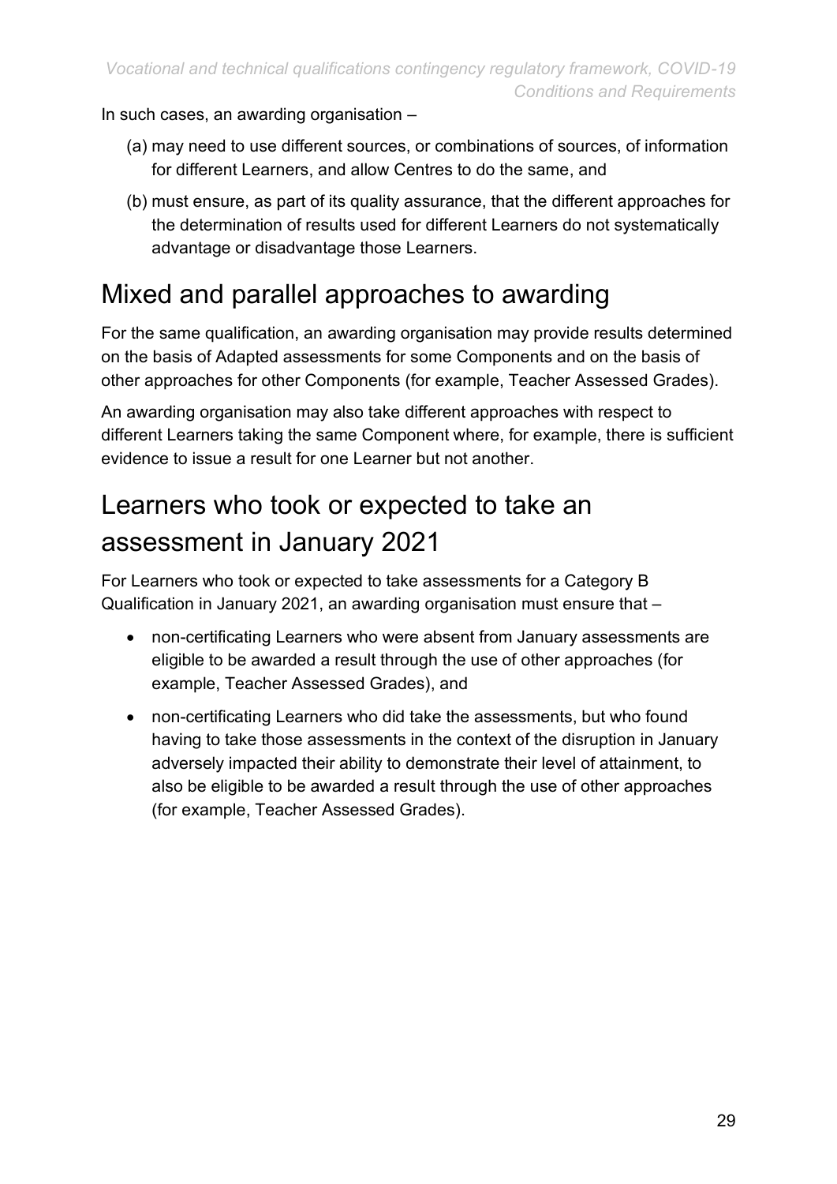In such cases, an awarding organisation –

(a) may need to use different sources, or combinations of sources, of information for different Learners, and allow Centres to do the same, and

(b) must ensure, as part of its quality assurance, that the different approaches for the determination of results used for different Learners do not systematically advantage or disadvantage those Learners.

## Mixed and parallel approaches to awarding

For the same qualification, an awarding organisation may provide results determined on the basis of Adapted assessments for some Components and on the basis of other approaches for other Components (for example, Teacher Assessed Grades).

An awarding organisation may also take different approaches with respect to different Learners taking the same Component where, for example, there is sufficient evidence to issue a result for one Learner but not another.

## Learners who took or expected to take an assessment in January 2021

For Learners who took or expected to take assessments for a Category B Qualification in January 2021, an awarding organisation must ensure that –

- non-certificating Learners who were absent from January assessments are eligible to be awarded a result through the use of other approaches (for example, Teacher Assessed Grades), and
- non-certificating Learners who did take the assessments, but who found having to take those assessments in the context of the disruption in January adversely impacted their ability to demonstrate their level of attainment, to also be eligible to be awarded a result through the use of other approaches (for example, Teacher Assessed Grades).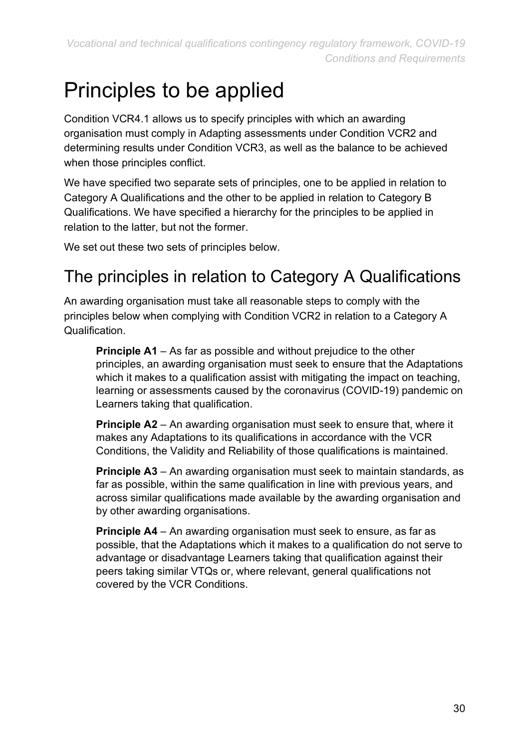# Principles to be applied

Condition VCR4.1 allows us to specify principles with which an awarding organisation must comply in Adapting assessments under Condition VCR2 and determining results under Condition VCR3, as well as the balance to be achieved when those principles conflict.

We have specified two separate sets of principles, one to be applied in relation to Category A Qualifications and the other to be applied in relation to Category B Qualifications. We have specified a hierarchy for the principles to be applied in relation to the latter, but not the former.

We set out these two sets of principles below.

## The principles in relation to Category A Qualifications

An awarding organisation must take all reasonable steps to comply with the principles below when complying with Condition VCR2 in relation to a Category A Qualification.

**Principle A1** – As far as possible and without prejudice to the other principles, an awarding organisation must seek to ensure that the Adaptations which it makes to a qualification assist with mitigating the impact on teaching, learning or assessments caused by the coronavirus (COVID-19) pandemic on Learners taking that qualification.

**Principle A2** – An awarding organisation must seek to ensure that, where it makes any Adaptations to its qualifications in accordance with the VCR Conditions, the Validity and Reliability of those qualifications is maintained.

**Principle A3** – An awarding organisation must seek to maintain standards, as far as possible, within the same qualification in line with previous years, and across similar qualifications made available by the awarding organisation and by other awarding organisations.

**Principle A4** – An awarding organisation must seek to ensure, as far as possible, that the Adaptations which it makes to a qualification do not serve to advantage or disadvantage Learners taking that qualification against their peers taking similar VTQs or, where relevant, general qualifications not covered by the VCR Conditions.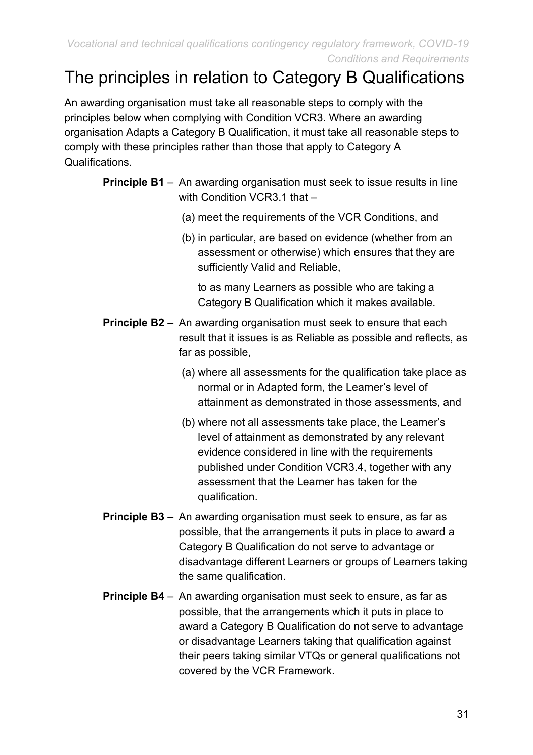# The principles in relation to Category B Qualifications

An awarding organisation must take all reasonable steps to comply with the principles below when complying with Condition VCR3. Where an awarding organisation Adapts a Category B Qualification, it must take all reasonable steps to comply with these principles rather than those that apply to Category A Qualifications.

**Principle B1** – An awarding organisation must seek to issue results in line with Condition VCR3.1 that –

(a) meet the requirements of the VCR Conditions, and

(b) in particular, are based on evidence (whether from an assessment or otherwise) which ensures that they are sufficiently Valid and Reliable,

to as many Learners as possible who are taking a Category B Qualification which it makes available.

**Principle B2** – An awarding organisation must seek to ensure that each result that it issues is as Reliable as possible and reflects, as far as possible,

(a) where all assessments for the qualification take place as normal or in Adapted form, the Learner's level of attainment as demonstrated in those assessments, and

(b) where not all assessments take place, the Learner's level of attainment as demonstrated by any relevant evidence considered in line with the requirements published under Condition VCR3.4, together with any assessment that the Learner has taken for the qualification.

**Principle B3** – An awarding organisation must seek to ensure, as far as possible, that the arrangements it puts in place to award a Category B Qualification do not serve to advantage or disadvantage different Learners or groups of Learners taking the same qualification.

**Principle B4** – An awarding organisation must seek to ensure, as far as possible, that the arrangements which it puts in place to award a Category B Qualification do not serve to advantage or disadvantage Learners taking that qualification against their peers taking similar VTQs or general qualifications not covered by the VCR Framework.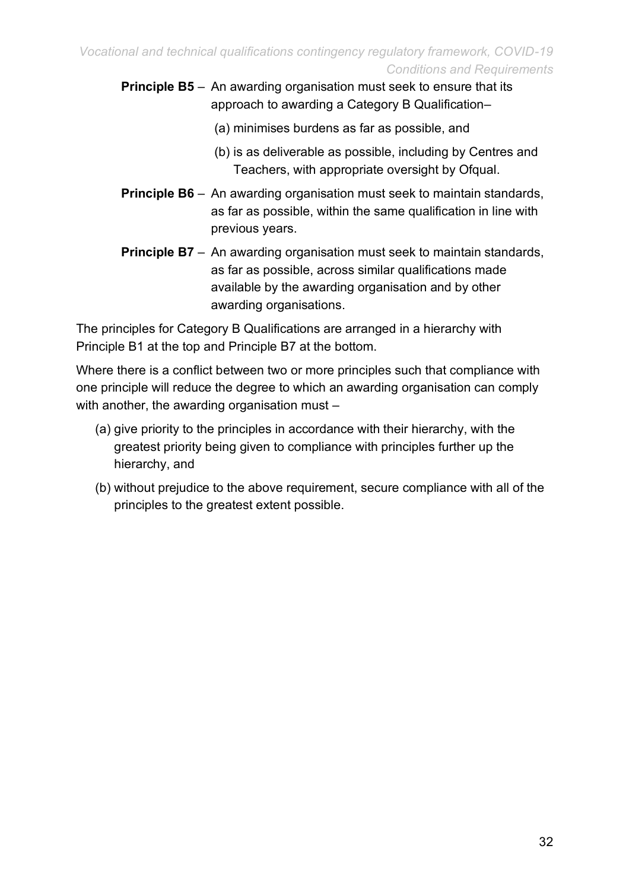**Principle B5** – An awarding organisation must seek to ensure that its approach to awarding a Category B Qualification–

(a) minimises burdens as far as possible, and

(b) is as deliverable as possible, including by Centres and Teachers, with appropriate oversight by Ofqual.

**Principle B6** – An awarding organisation must seek to maintain standards, as far as possible, within the same qualification in line with previous years.

**Principle B7** – An awarding organisation must seek to maintain standards, as far as possible, across similar qualifications made available by the awarding organisation and by other awarding organisations.

The principles for Category B Qualifications are arranged in a hierarchy with Principle B1 at the top and Principle B7 at the bottom.

Where there is a conflict between two or more principles such that compliance with one principle will reduce the degree to which an awarding organisation can comply with another, the awarding organisation must –

(a) give priority to the principles in accordance with their hierarchy, with the greatest priority being given to compliance with principles further up the hierarchy, and

(b) without prejudice to the above requirement, secure compliance with all of the principles to the greatest extent possible.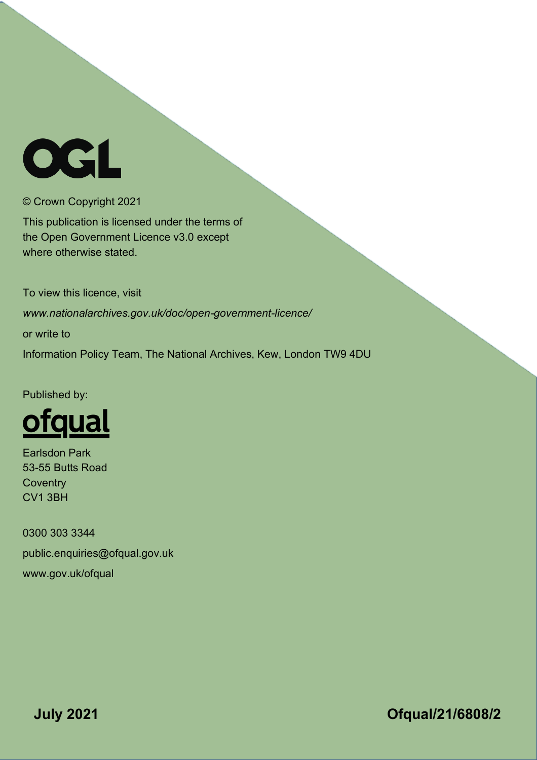OGL

© Crown Copyright 2021

This publication is licensed under the terms of the Open Government Licence v3.0 except where otherwise stated.

To view this licence, visit

*www.nationalarchives.gov.uk/doc/open-government-licence/*

or write to

Information Policy Team, The National Archives, Kew, London TW9 4DU

Published by:

ofqual

Earlsdon Park
53-55 Butts Road
Coventry
CV1 3BH

0300 303 3344

public.enquiries@ofqual.gov.uk

www.gov.uk/ofqual

**July 2021**

**Ofqual/21/6808/2**